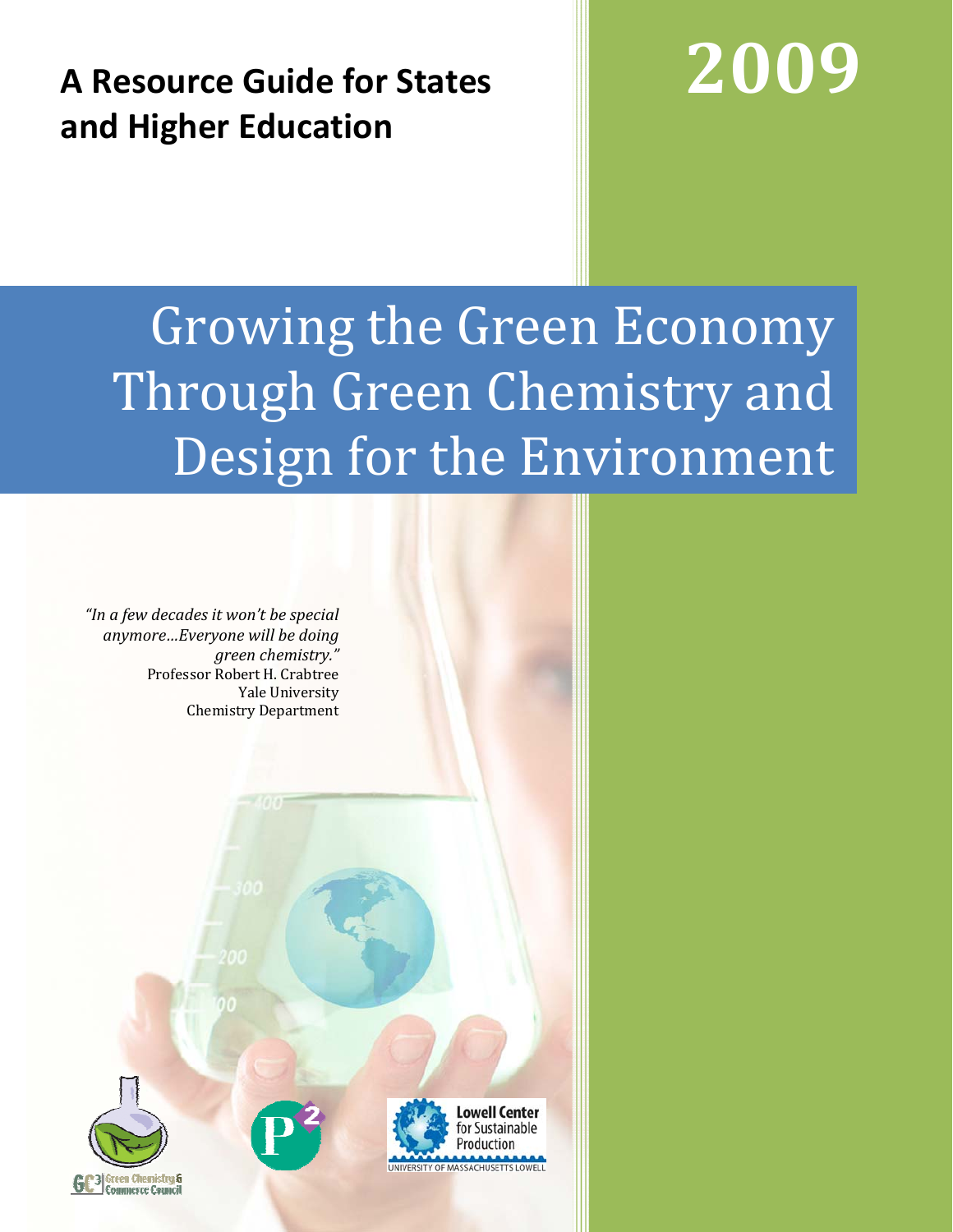**A Resource Guide for States and Higher Education**

**2009**

# Growing the Green Economy Through Green Chemistry and Design for the Environment

*"In a few decades it won't be special anymore...Everyone will be doing green chemistry."*
Professor Robert H. Crabtree
Yale University
Chemistry Department

GC3 Green Chemistry & Commerce Council

Lowell Center for Sustainable Production
UNIVERSITY OF MASSACHUSETTS LOWELL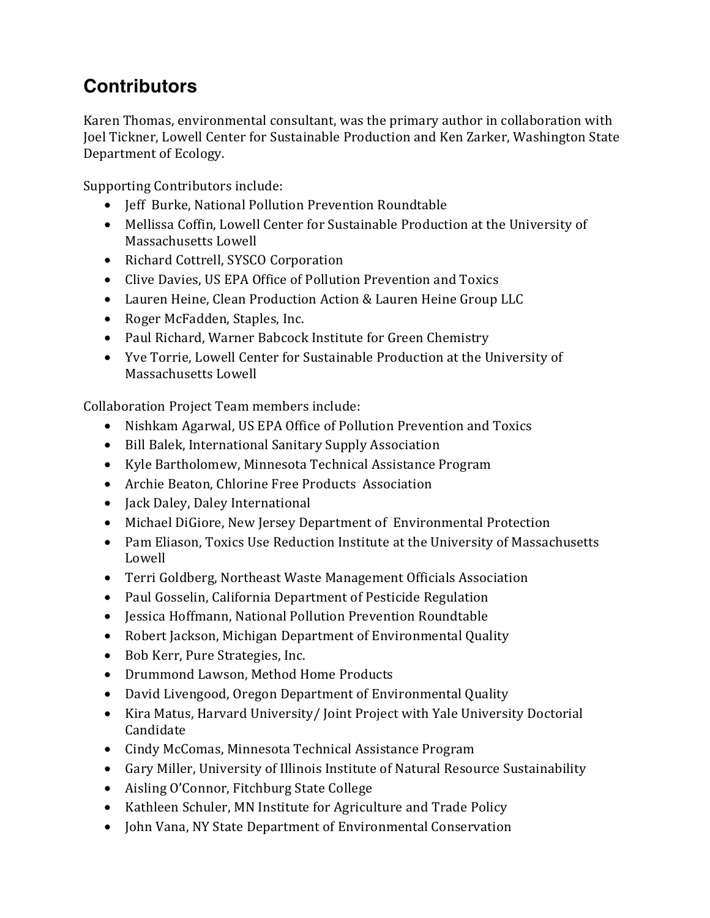# Contributors

Karen Thomas, environmental consultant, was the primary author in collaboration with Joel Tickner, Lowell Center for Sustainable Production and Ken Zarker, Washington State Department of Ecology.

Supporting Contributors include:

- Jeff Burke, National Pollution Prevention Roundtable
- Mellissa Coffin, Lowell Center for Sustainable Production at the University of Massachusetts Lowell
- Richard Cottrell, SYSCO Corporation
- Clive Davies, US EPA Office of Pollution Prevention and Toxics
- Lauren Heine, Clean Production Action & Lauren Heine Group LLC
- Roger McFadden, Staples, Inc.
- Paul Richard, Warner Babcock Institute for Green Chemistry
- Yve Torrie, Lowell Center for Sustainable Production at the University of Massachusetts Lowell

Collaboration Project Team members include:

- Nishkam Agarwal, US EPA Office of Pollution Prevention and Toxics
- Bill Balek, International Sanitary Supply Association
- Kyle Bartholomew, Minnesota Technical Assistance Program
- Archie Beaton, Chlorine Free Products Association
- Jack Daley, Daley International
- Michael DiGiore, New Jersey Department of Environmental Protection
- Pam Eliason, Toxics Use Reduction Institute at the University of Massachusetts Lowell
- Terri Goldberg, Northeast Waste Management Officials Association
- Paul Gosselin, California Department of Pesticide Regulation
- Jessica Hoffmann, National Pollution Prevention Roundtable
- Robert Jackson, Michigan Department of Environmental Quality
- Bob Kerr, Pure Strategies, Inc.
- Drummond Lawson, Method Home Products
- David Livengood, Oregon Department of Environmental Quality
- Kira Matus, Harvard University/ Joint Project with Yale University Doctorial Candidate
- Cindy McComas, Minnesota Technical Assistance Program
- Gary Miller, University of Illinois Institute of Natural Resource Sustainability
- Aisling O'Connor, Fitchburg State College
- Kathleen Schuler, MN Institute for Agriculture and Trade Policy
- John Vana, NY State Department of Environmental Conservation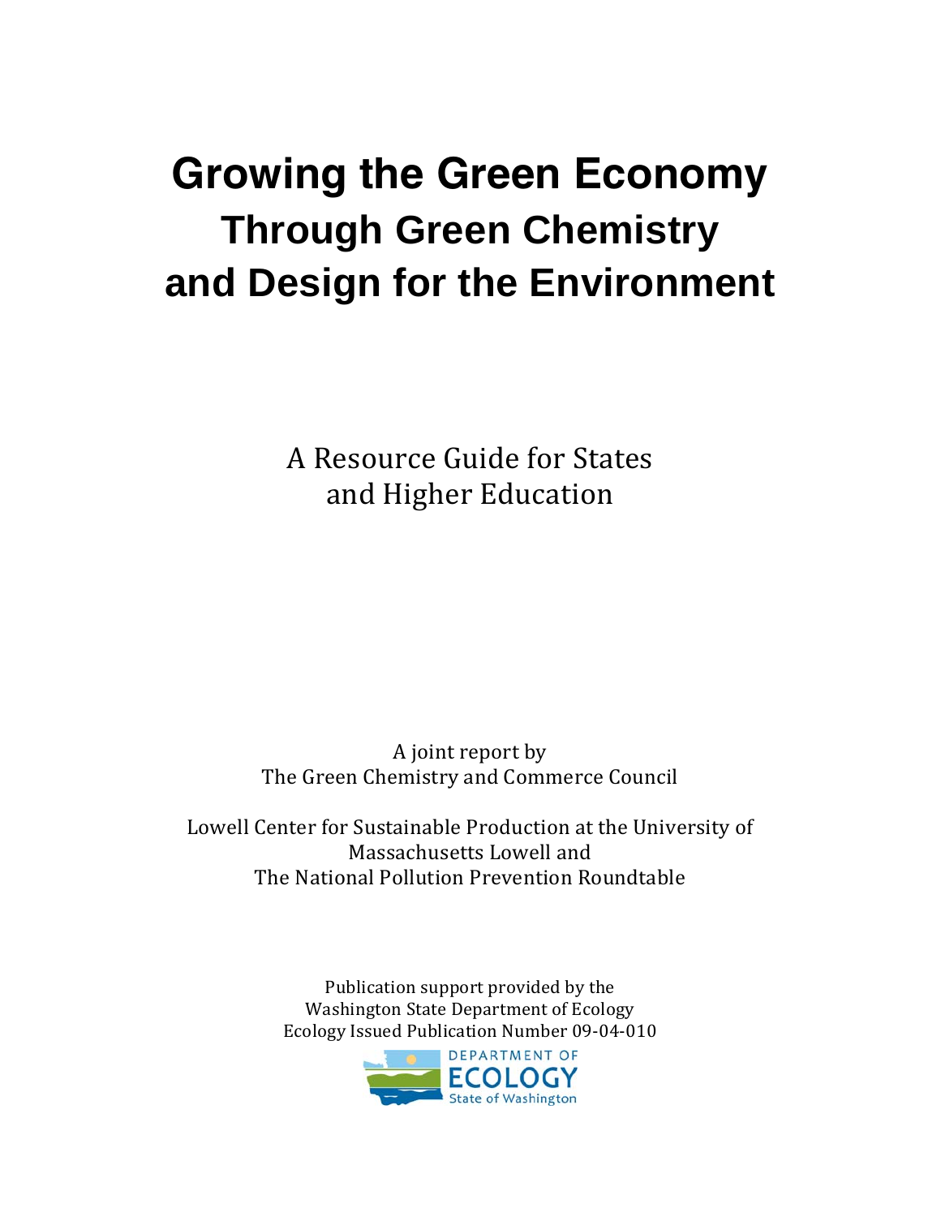# Growing the Green Economy
## Through Green Chemistry and Design for the Environment

A Resource Guide for States and Higher Education

A joint report by
The Green Chemistry and Commerce Council

Lowell Center for Sustainable Production at the University of Massachusetts Lowell and
The National Pollution Prevention Roundtable

Publication support provided by the
Washington State Department of Ecology
Ecology Issued Publication Number 09-04-010

DEPARTMENT OF
ECOLOGY
State of Washington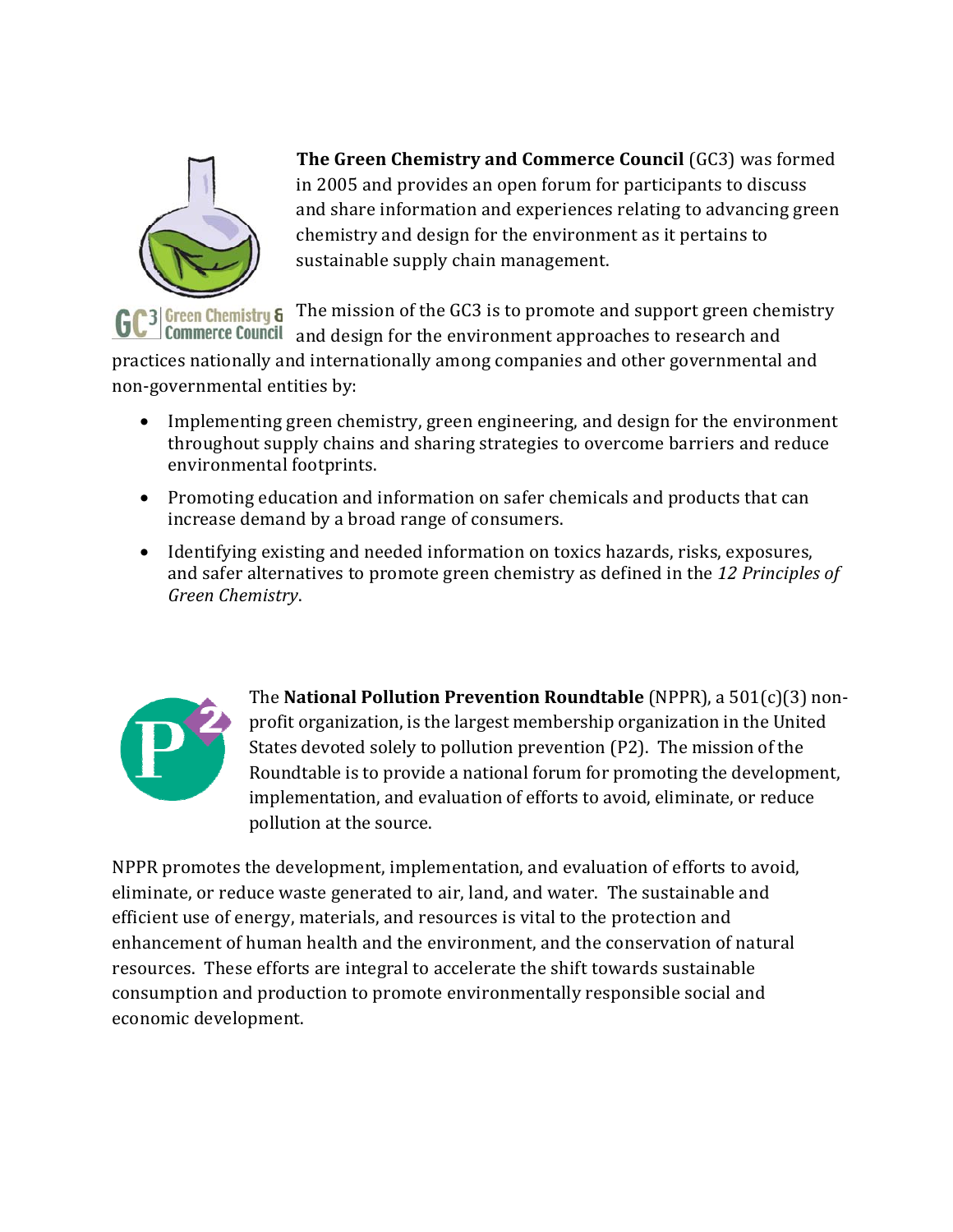**The Green Chemistry and Commerce Council** (GC3) was formed in 2005 and provides an open forum for participants to discuss and share information and experiences relating to advancing green chemistry and design for the environment as it pertains to sustainable supply chain management.

The mission of the GC3 is to promote and support green chemistry and design for the environment approaches to research and practices nationally and internationally among companies and other governmental and non-governmental entities by:

- Implementing green chemistry, green engineering, and design for the environment throughout supply chains and sharing strategies to overcome barriers and reduce environmental footprints.
- Promoting education and information on safer chemicals and products that can increase demand by a broad range of consumers.
- Identifying existing and needed information on toxics hazards, risks, exposures, and safer alternatives to promote green chemistry as defined in the *12 Principles of Green Chemistry*.

The **National Pollution Prevention Roundtable** (NPPR), a 501(c)(3) non-profit organization, is the largest membership organization in the United States devoted solely to pollution prevention (P2). The mission of the Roundtable is to provide a national forum for promoting the development, implementation, and evaluation of efforts to avoid, eliminate, or reduce pollution at the source.

NPPR promotes the development, implementation, and evaluation of efforts to avoid, eliminate, or reduce waste generated to air, land, and water. The sustainable and efficient use of energy, materials, and resources is vital to the protection and enhancement of human health and the environment, and the conservation of natural resources. These efforts are integral to accelerate the shift towards sustainable consumption and production to promote environmentally responsible social and economic development.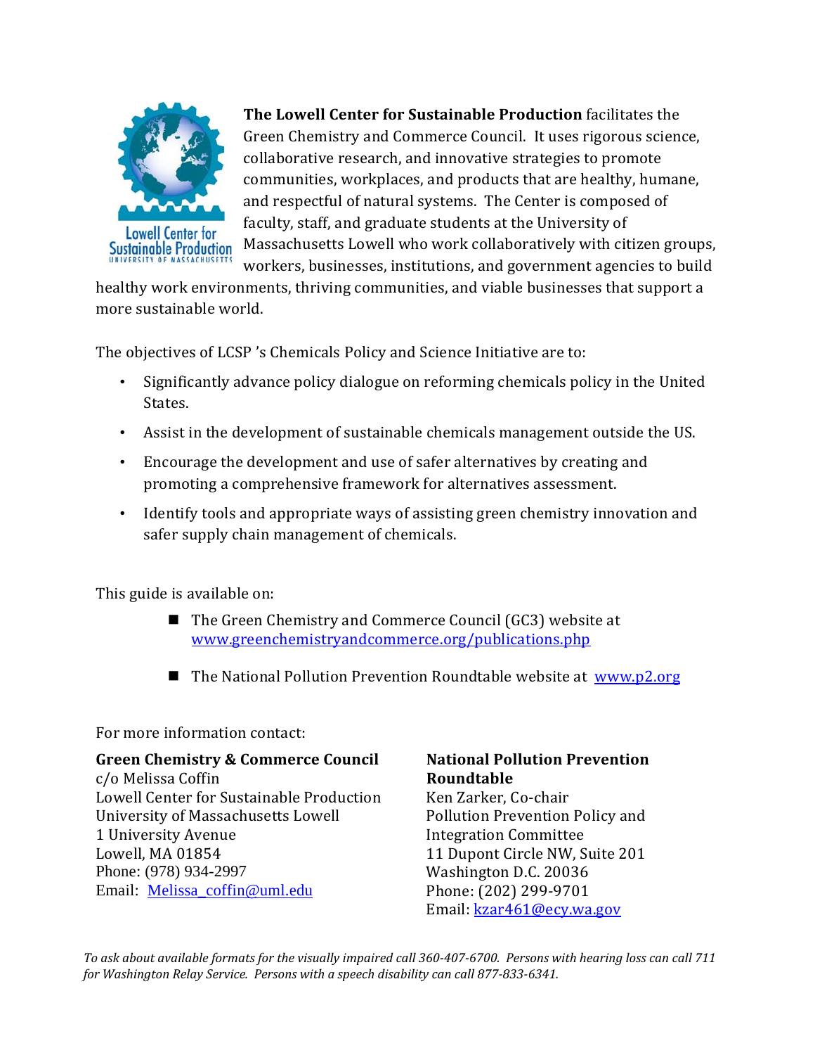**The Lowell Center for Sustainable Production** facilitates the Green Chemistry and Commerce Council. It uses rigorous science, collaborative research, and innovative strategies to promote communities, workplaces, and products that are healthy, humane, and respectful of natural systems. The Center is composed of faculty, staff, and graduate students at the University of Massachusetts Lowell who work collaboratively with citizen groups, workers, businesses, institutions, and government agencies to build healthy work environments, thriving communities, and viable businesses that support a more sustainable world.

The objectives of LCSP 's Chemicals Policy and Science Initiative are to:

- Significantly advance policy dialogue on reforming chemicals policy in the United States.
- Assist in the development of sustainable chemicals management outside the US.
- Encourage the development and use of safer alternatives by creating and promoting a comprehensive framework for alternatives assessment.
- Identify tools and appropriate ways of assisting green chemistry innovation and safer supply chain management of chemicals.

This guide is available on:

- The Green Chemistry and Commerce Council (GC3) website at www.greenchemistryandcommerce.org/publications.php
- The National Pollution Prevention Roundtable website at www.p2.org

For more information contact:

**Green Chemistry & Commerce Council**
c/o Melissa Coffin
Lowell Center for Sustainable Production
University of Massachusetts Lowell
1 University Avenue
Lowell, MA 01854
Phone: (978) 934-2997
Email: Melissa_coffin@uml.edu

**National Pollution Prevention Roundtable**
Ken Zarker, Co-chair
Pollution Prevention Policy and Integration Committee
11 Dupont Circle NW, Suite 201
Washington D.C. 20036
Phone: (202) 299-9701
Email: kzar461@ecy.wa.gov

*To ask about available formats for the visually impaired call 360-407-6700. Persons with hearing loss can call 711 for Washington Relay Service. Persons with a speech disability can call 877-833-6341.*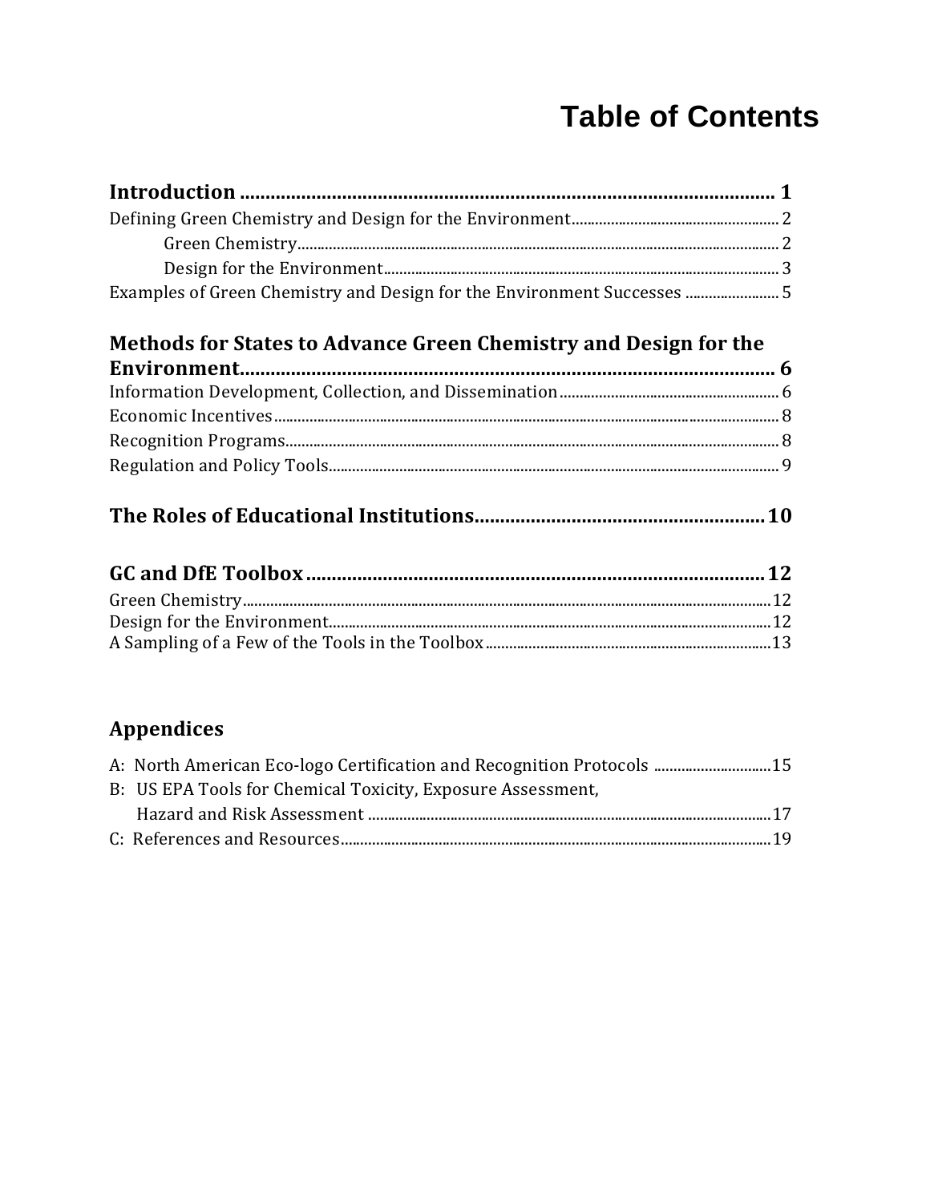# Table of Contents

**Introduction .......................................................................................... 1**

Defining Green Chemistry and Design for the Environment ........................................ 2

  Green Chemistry ........................................................................................ 2

  Design for the Environment ......................................................................... 3

Examples of Green Chemistry and Design for the Environment Successes ...................... 5

**Methods for States to Advance Green Chemistry and Design for the Environment ................................................................................................ 6**

Information Development, Collection, and Dissemination ......................................... 6

Economic Incentives ........................................................................................ 8

Recognition Programs ...................................................................................... 8

Regulation and Policy Tools ............................................................................... 9

**The Roles of Educational Institutions ........................................................ 10**

**GC and DfE Toolbox .................................................................................. 12**

Green Chemistry ............................................................................................ 12

Design for the Environment ............................................................................. 12

A Sampling of a Few of the Tools in the Toolbox ................................................... 13

**Appendices**

A: North American Eco-logo Certification and Recognition Protocols ........................ 15

B: US EPA Tools for Chemical Toxicity, Exposure Assessment,
  Hazard and Risk Assessment ........................................................................... 17

C: References and Resources ............................................................................ 19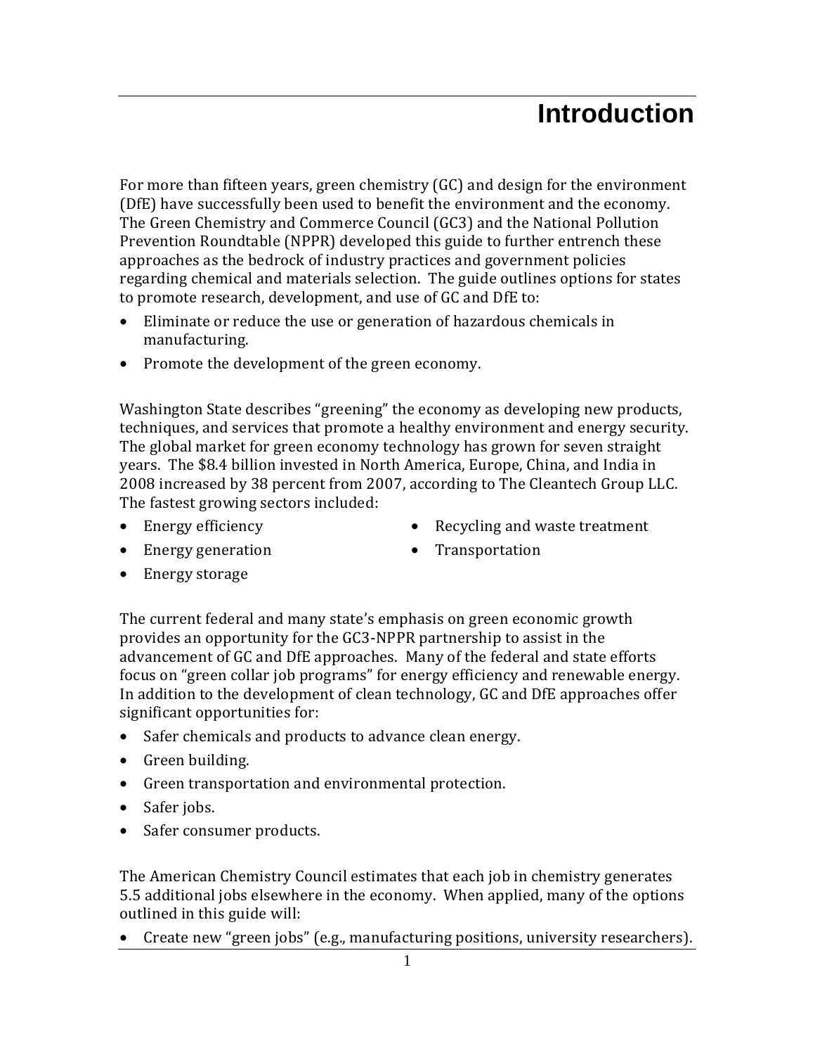# Introduction

For more than fifteen years, green chemistry (GC) and design for the environment (DfE) have successfully been used to benefit the environment and the economy. The Green Chemistry and Commerce Council (GC3) and the National Pollution Prevention Roundtable (NPPR) developed this guide to further entrench these approaches as the bedrock of industry practices and government policies regarding chemical and materials selection. The guide outlines options for states to promote research, development, and use of GC and DfE to:

- Eliminate or reduce the use or generation of hazardous chemicals in manufacturing.
- Promote the development of the green economy.

Washington State describes "greening" the economy as developing new products, techniques, and services that promote a healthy environment and energy security. The global market for green economy technology has grown for seven straight years. The $8.4 billion invested in North America, Europe, China, and India in 2008 increased by 38 percent from 2007, according to The Cleantech Group LLC. The fastest growing sectors included:

- Energy efficiency
- Energy generation
- Energy storage
- Recycling and waste treatment
- Transportation

The current federal and many state's emphasis on green economic growth provides an opportunity for the GC3-NPPR partnership to assist in the advancement of GC and DfE approaches. Many of the federal and state efforts focus on "green collar job programs" for energy efficiency and renewable energy. In addition to the development of clean technology, GC and DfE approaches offer significant opportunities for:

- Safer chemicals and products to advance clean energy.
- Green building.
- Green transportation and environmental protection.
- Safer jobs.
- Safer consumer products.

The American Chemistry Council estimates that each job in chemistry generates 5.5 additional jobs elsewhere in the economy. When applied, many of the options outlined in this guide will:

- Create new "green jobs" (e.g., manufacturing positions, university researchers).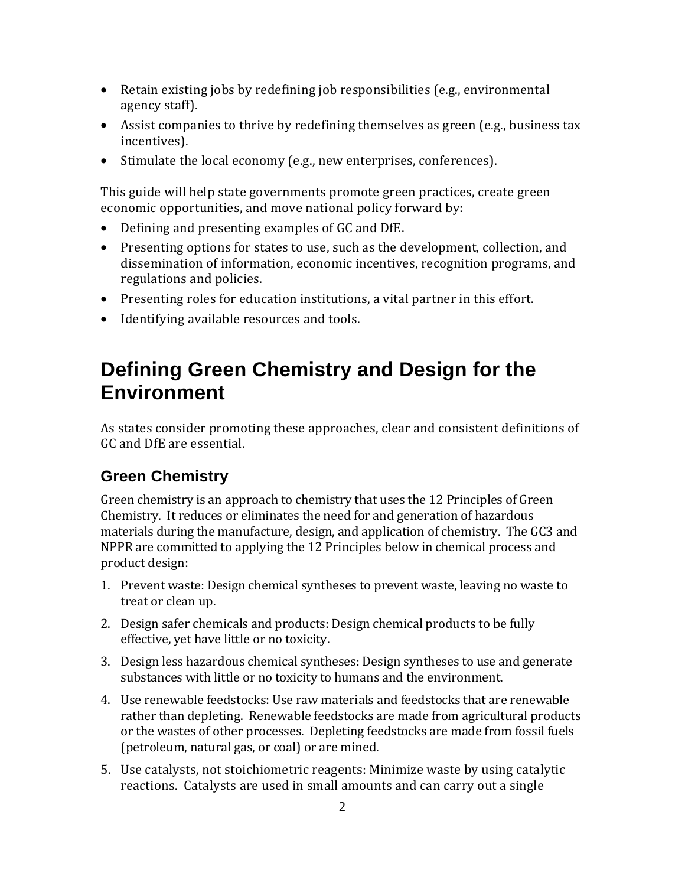- Retain existing jobs by redefining job responsibilities (e.g., environmental agency staff).
- Assist companies to thrive by redefining themselves as green (e.g., business tax incentives).
- Stimulate the local economy (e.g., new enterprises, conferences).

This guide will help state governments promote green practices, create green economic opportunities, and move national policy forward by:

- Defining and presenting examples of GC and DfE.
- Presenting options for states to use, such as the development, collection, and dissemination of information, economic incentives, recognition programs, and regulations and policies.
- Presenting roles for education institutions, a vital partner in this effort.
- Identifying available resources and tools.

# Defining Green Chemistry and Design for the Environment

As states consider promoting these approaches, clear and consistent definitions of GC and DfE are essential.

## Green Chemistry

Green chemistry is an approach to chemistry that uses the 12 Principles of Green Chemistry. It reduces or eliminates the need for and generation of hazardous materials during the manufacture, design, and application of chemistry. The GC3 and NPPR are committed to applying the 12 Principles below in chemical process and product design:

1. Prevent waste: Design chemical syntheses to prevent waste, leaving no waste to treat or clean up.
2. Design safer chemicals and products: Design chemical products to be fully effective, yet have little or no toxicity.
3. Design less hazardous chemical syntheses: Design syntheses to use and generate substances with little or no toxicity to humans and the environment.
4. Use renewable feedstocks: Use raw materials and feedstocks that are renewable rather than depleting. Renewable feedstocks are made from agricultural products or the wastes of other processes. Depleting feedstocks are made from fossil fuels (petroleum, natural gas, or coal) or are mined.
5. Use catalysts, not stoichiometric reagents: Minimize waste by using catalytic reactions. Catalysts are used in small amounts and can carry out a single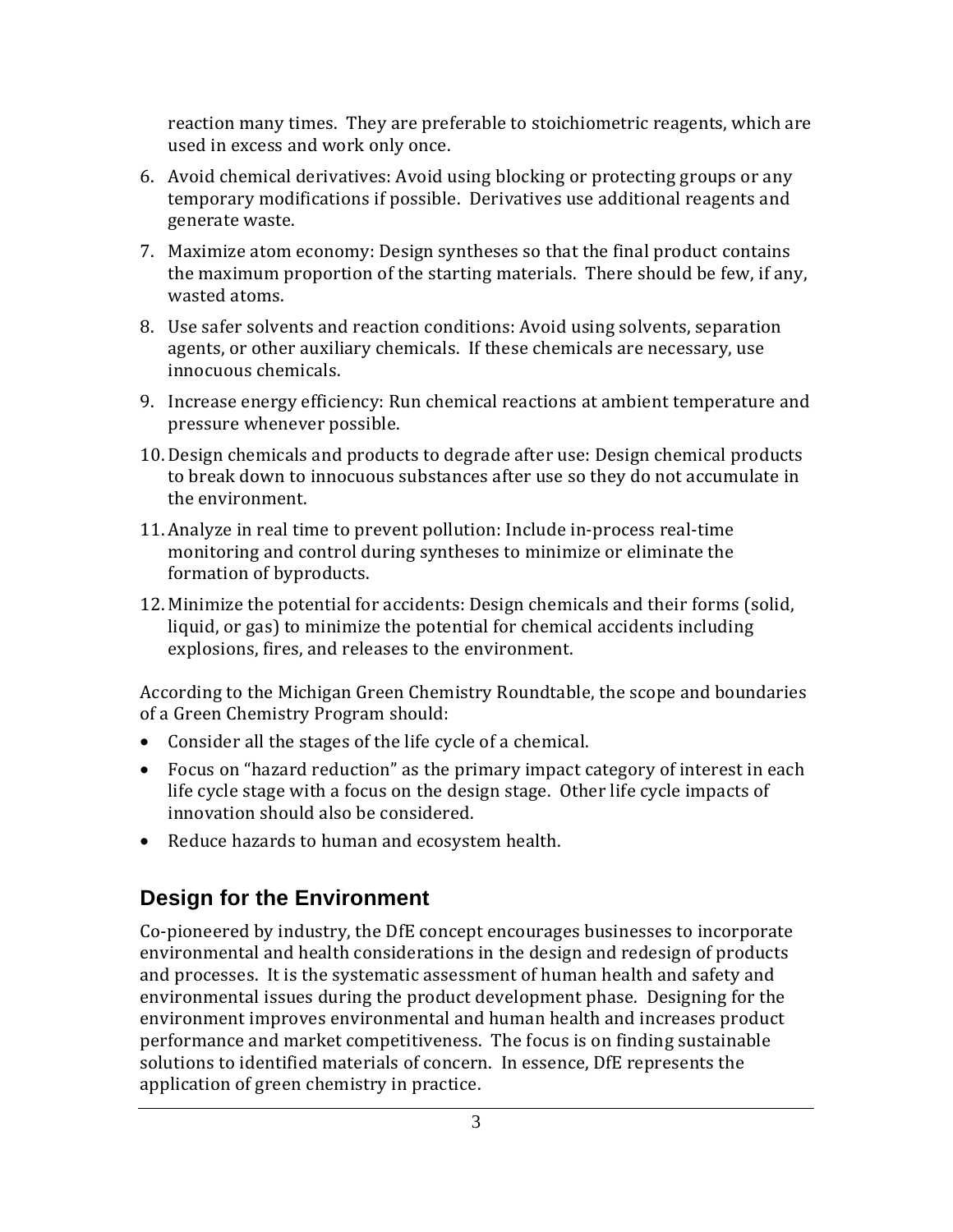reaction many times. They are preferable to stoichiometric reagents, which are used in excess and work only once.

6. Avoid chemical derivatives: Avoid using blocking or protecting groups or any temporary modifications if possible. Derivatives use additional reagents and generate waste.
7. Maximize atom economy: Design syntheses so that the final product contains the maximum proportion of the starting materials. There should be few, if any, wasted atoms.
8. Use safer solvents and reaction conditions: Avoid using solvents, separation agents, or other auxiliary chemicals. If these chemicals are necessary, use innocuous chemicals.
9. Increase energy efficiency: Run chemical reactions at ambient temperature and pressure whenever possible.
10. Design chemicals and products to degrade after use: Design chemical products to break down to innocuous substances after use so they do not accumulate in the environment.
11. Analyze in real time to prevent pollution: Include in-process real-time monitoring and control during syntheses to minimize or eliminate the formation of byproducts.
12. Minimize the potential for accidents: Design chemicals and their forms (solid, liquid, or gas) to minimize the potential for chemical accidents including explosions, fires, and releases to the environment.

According to the Michigan Green Chemistry Roundtable, the scope and boundaries of a Green Chemistry Program should:

- Consider all the stages of the life cycle of a chemical.
- Focus on "hazard reduction" as the primary impact category of interest in each life cycle stage with a focus on the design stage. Other life cycle impacts of innovation should also be considered.
- Reduce hazards to human and ecosystem health.

## Design for the Environment

Co-pioneered by industry, the DfE concept encourages businesses to incorporate environmental and health considerations in the design and redesign of products and processes. It is the systematic assessment of human health and safety and environmental issues during the product development phase. Designing for the environment improves environmental and human health and increases product performance and market competitiveness. The focus is on finding sustainable solutions to identified materials of concern. In essence, DfE represents the application of green chemistry in practice.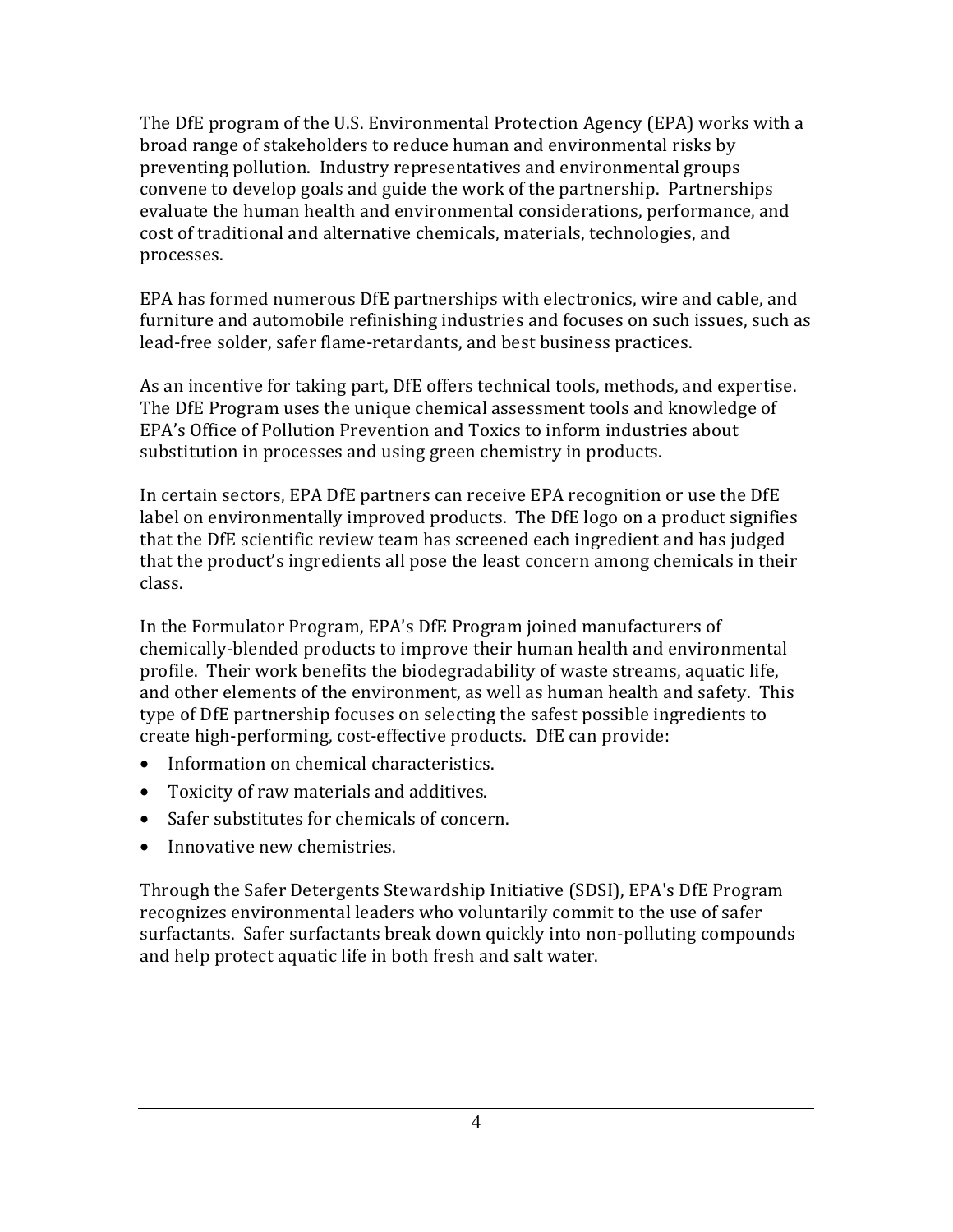The DfE program of the U.S. Environmental Protection Agency (EPA) works with a broad range of stakeholders to reduce human and environmental risks by preventing pollution. Industry representatives and environmental groups convene to develop goals and guide the work of the partnership. Partnerships evaluate the human health and environmental considerations, performance, and cost of traditional and alternative chemicals, materials, technologies, and processes.

EPA has formed numerous DfE partnerships with electronics, wire and cable, and furniture and automobile refinishing industries and focuses on such issues, such as lead-free solder, safer flame-retardants, and best business practices.

As an incentive for taking part, DfE offers technical tools, methods, and expertise. The DfE Program uses the unique chemical assessment tools and knowledge of EPA's Office of Pollution Prevention and Toxics to inform industries about substitution in processes and using green chemistry in products.

In certain sectors, EPA DfE partners can receive EPA recognition or use the DfE label on environmentally improved products. The DfE logo on a product signifies that the DfE scientific review team has screened each ingredient and has judged that the product's ingredients all pose the least concern among chemicals in their class.

In the Formulator Program, EPA's DfE Program joined manufacturers of chemically-blended products to improve their human health and environmental profile. Their work benefits the biodegradability of waste streams, aquatic life, and other elements of the environment, as well as human health and safety. This type of DfE partnership focuses on selecting the safest possible ingredients to create high-performing, cost-effective products. DfE can provide:

- Information on chemical characteristics.
- Toxicity of raw materials and additives.
- Safer substitutes for chemicals of concern.
- Innovative new chemistries.

Through the Safer Detergents Stewardship Initiative (SDSI), EPA's DfE Program recognizes environmental leaders who voluntarily commit to the use of safer surfactants. Safer surfactants break down quickly into non-polluting compounds and help protect aquatic life in both fresh and salt water.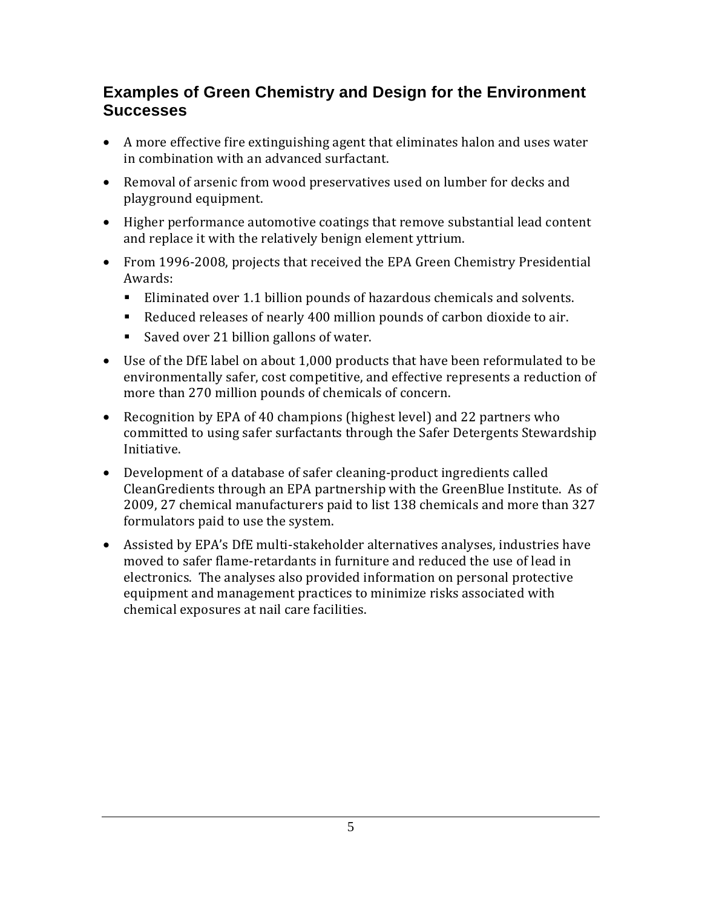## Examples of Green Chemistry and Design for the Environment Successes

- A more effective fire extinguishing agent that eliminates halon and uses water in combination with an advanced surfactant.
- Removal of arsenic from wood preservatives used on lumber for decks and playground equipment.
- Higher performance automotive coatings that remove substantial lead content and replace it with the relatively benign element yttrium.
- From 1996-2008, projects that received the EPA Green Chemistry Presidential Awards:
  - Eliminated over 1.1 billion pounds of hazardous chemicals and solvents.
  - Reduced releases of nearly 400 million pounds of carbon dioxide to air.
  - Saved over 21 billion gallons of water.
- Use of the DfE label on about 1,000 products that have been reformulated to be environmentally safer, cost competitive, and effective represents a reduction of more than 270 million pounds of chemicals of concern.
- Recognition by EPA of 40 champions (highest level) and 22 partners who committed to using safer surfactants through the Safer Detergents Stewardship Initiative.
- Development of a database of safer cleaning-product ingredients called CleanGredients through an EPA partnership with the GreenBlue Institute. As of 2009, 27 chemical manufacturers paid to list 138 chemicals and more than 327 formulators paid to use the system.
- Assisted by EPA's DfE multi-stakeholder alternatives analyses, industries have moved to safer flame-retardants in furniture and reduced the use of lead in electronics. The analyses also provided information on personal protective equipment and management practices to minimize risks associated with chemical exposures at nail care facilities.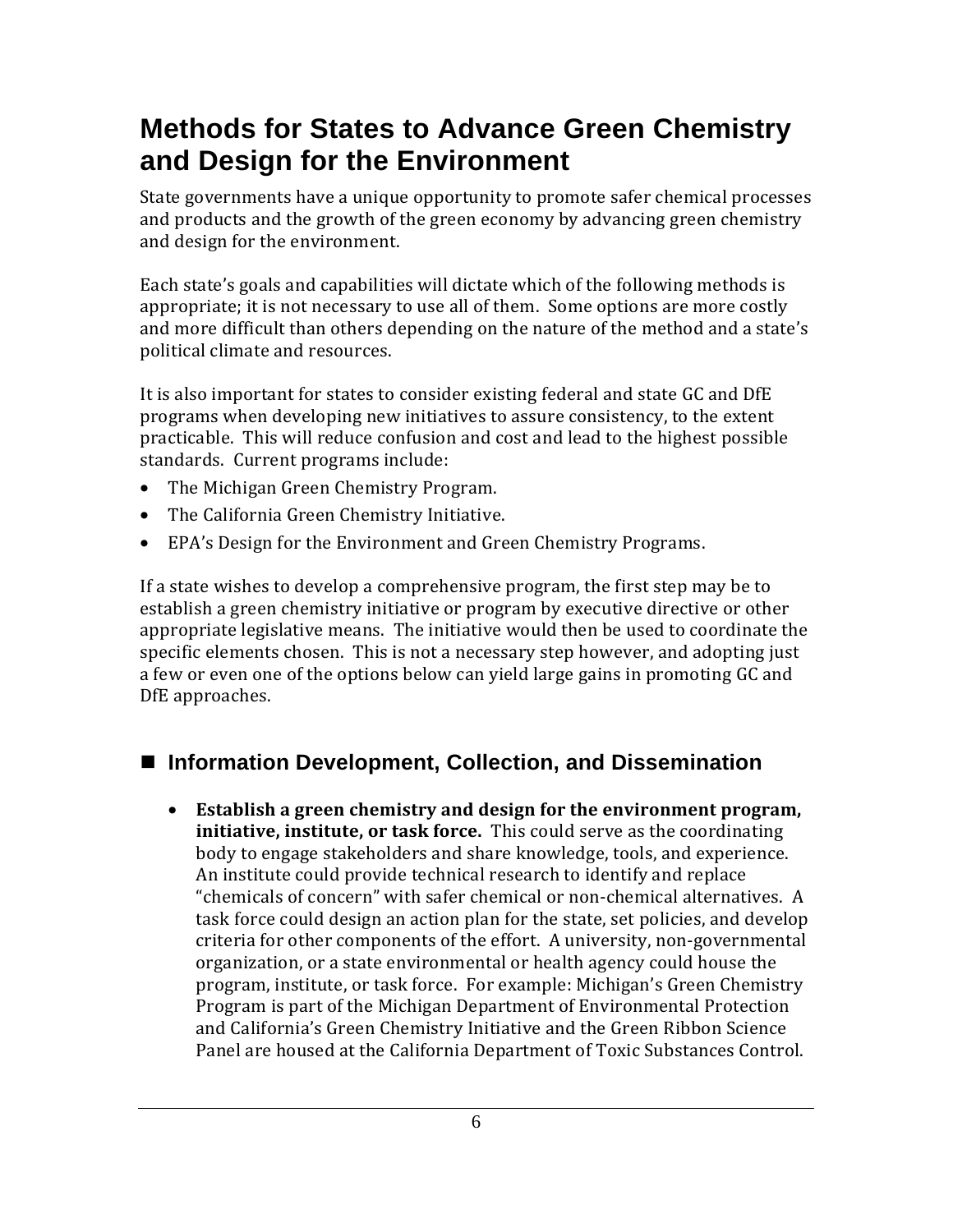# Methods for States to Advance Green Chemistry and Design for the Environment

State governments have a unique opportunity to promote safer chemical processes and products and the growth of the green economy by advancing green chemistry and design for the environment.

Each state's goals and capabilities will dictate which of the following methods is appropriate; it is not necessary to use all of them. Some options are more costly and more difficult than others depending on the nature of the method and a state's political climate and resources.

It is also important for states to consider existing federal and state GC and DfE programs when developing new initiatives to assure consistency, to the extent practicable. This will reduce confusion and cost and lead to the highest possible standards. Current programs include:

- The Michigan Green Chemistry Program.
- The California Green Chemistry Initiative.
- EPA's Design for the Environment and Green Chemistry Programs.

If a state wishes to develop a comprehensive program, the first step may be to establish a green chemistry initiative or program by executive directive or other appropriate legislative means. The initiative would then be used to coordinate the specific elements chosen. This is not a necessary step however, and adopting just a few or even one of the options below can yield large gains in promoting GC and DfE approaches.

## ■ Information Development, Collection, and Dissemination

- **Establish a green chemistry and design for the environment program, initiative, institute, or task force.** This could serve as the coordinating body to engage stakeholders and share knowledge, tools, and experience. An institute could provide technical research to identify and replace "chemicals of concern" with safer chemical or non-chemical alternatives. A task force could design an action plan for the state, set policies, and develop criteria for other components of the effort. A university, non-governmental organization, or a state environmental or health agency could house the program, institute, or task force. For example: Michigan's Green Chemistry Program is part of the Michigan Department of Environmental Protection and California's Green Chemistry Initiative and the Green Ribbon Science Panel are housed at the California Department of Toxic Substances Control.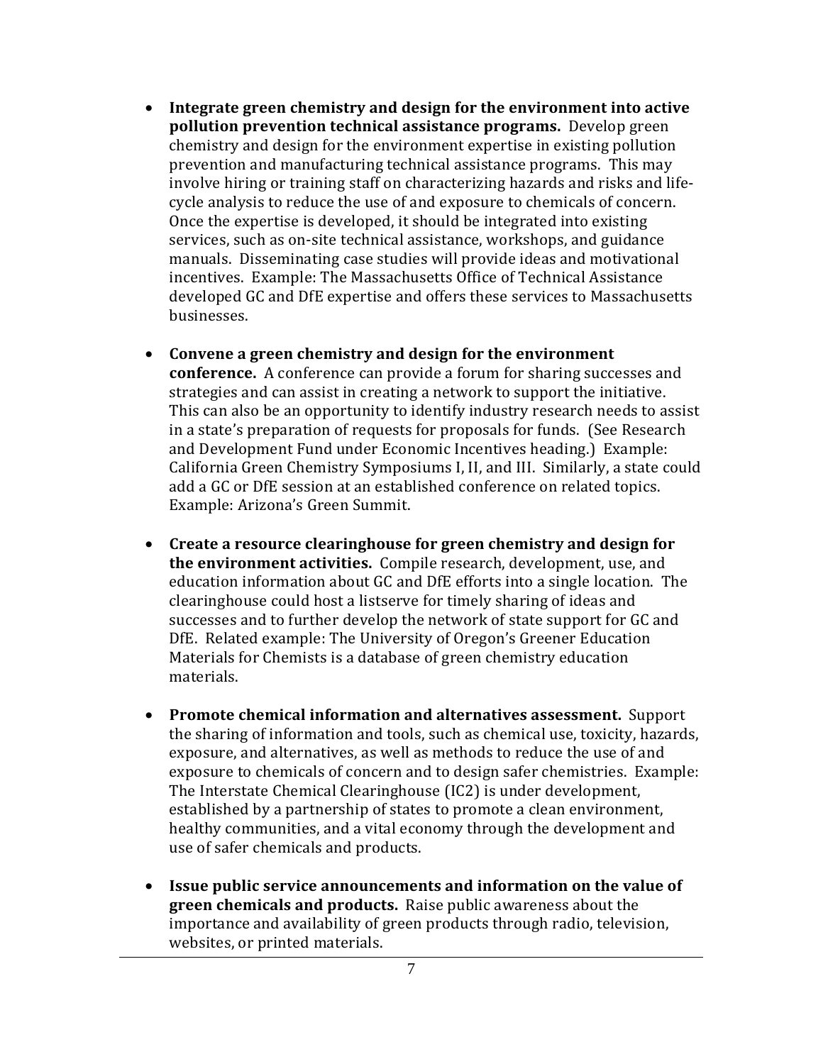- **Integrate green chemistry and design for the environment into active pollution prevention technical assistance programs.** Develop green chemistry and design for the environment expertise in existing pollution prevention and manufacturing technical assistance programs. This may involve hiring or training staff on characterizing hazards and risks and life-cycle analysis to reduce the use of and exposure to chemicals of concern. Once the expertise is developed, it should be integrated into existing services, such as on-site technical assistance, workshops, and guidance manuals. Disseminating case studies will provide ideas and motivational incentives. Example: The Massachusetts Office of Technical Assistance developed GC and DfE expertise and offers these services to Massachusetts businesses.

- **Convene a green chemistry and design for the environment conference.** A conference can provide a forum for sharing successes and strategies and can assist in creating a network to support the initiative. This can also be an opportunity to identify industry research needs to assist in a state's preparation of requests for proposals for funds. (See Research and Development Fund under Economic Incentives heading.) Example: California Green Chemistry Symposiums I, II, and III. Similarly, a state could add a GC or DfE session at an established conference on related topics. Example: Arizona's Green Summit.

- **Create a resource clearinghouse for green chemistry and design for the environment activities.** Compile research, development, use, and education information about GC and DfE efforts into a single location. The clearinghouse could host a listserve for timely sharing of ideas and successes and to further develop the network of state support for GC and DfE. Related example: The University of Oregon's Greener Education Materials for Chemists is a database of green chemistry education materials.

- **Promote chemical information and alternatives assessment.** Support the sharing of information and tools, such as chemical use, toxicity, hazards, exposure, and alternatives, as well as methods to reduce the use of and exposure to chemicals of concern and to design safer chemistries. Example: The Interstate Chemical Clearinghouse (IC2) is under development, established by a partnership of states to promote a clean environment, healthy communities, and a vital economy through the development and use of safer chemicals and products.

- **Issue public service announcements and information on the value of green chemicals and products.** Raise public awareness about the importance and availability of green products through radio, television, websites, or printed materials.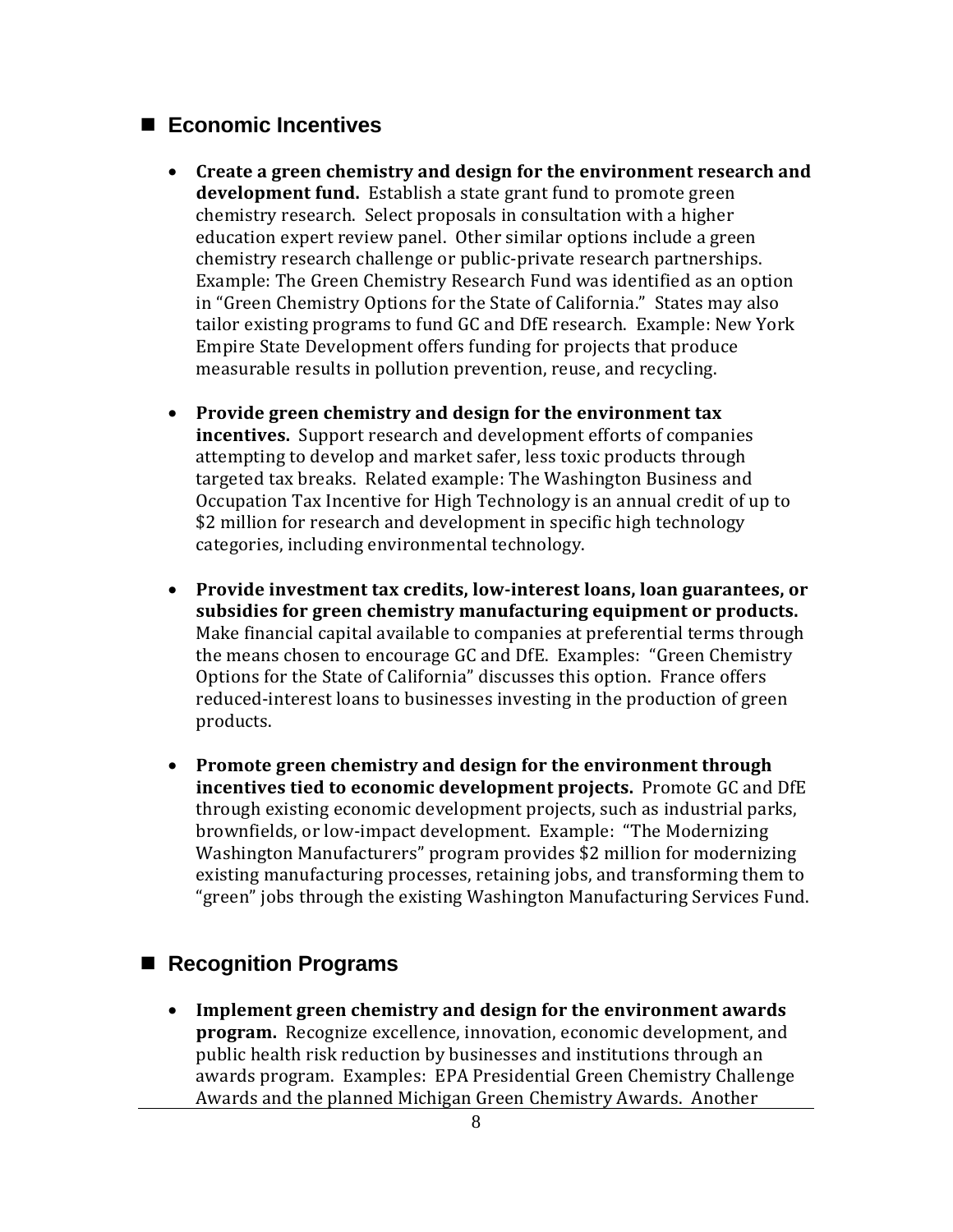## Economic Incentives

- **Create a green chemistry and design for the environment research and development fund.** Establish a state grant fund to promote green chemistry research. Select proposals in consultation with a higher education expert review panel. Other similar options include a green chemistry research challenge or public-private research partnerships. Example: The Green Chemistry Research Fund was identified as an option in "Green Chemistry Options for the State of California." States may also tailor existing programs to fund GC and DfE research. Example: New York Empire State Development offers funding for projects that produce measurable results in pollution prevention, reuse, and recycling.

- **Provide green chemistry and design for the environment tax incentives.** Support research and development efforts of companies attempting to develop and market safer, less toxic products through targeted tax breaks. Related example: The Washington Business and Occupation Tax Incentive for High Technology is an annual credit of up to $2 million for research and development in specific high technology categories, including environmental technology.

- **Provide investment tax credits, low-interest loans, loan guarantees, or subsidies for green chemistry manufacturing equipment or products.** Make financial capital available to companies at preferential terms through the means chosen to encourage GC and DfE. Examples: "Green Chemistry Options for the State of California" discusses this option. France offers reduced-interest loans to businesses investing in the production of green products.

- **Promote green chemistry and design for the environment through incentives tied to economic development projects.** Promote GC and DfE through existing economic development projects, such as industrial parks, brownfields, or low-impact development. Example: "The Modernizing Washington Manufacturers" program provides $2 million for modernizing existing manufacturing processes, retaining jobs, and transforming them to "green" jobs through the existing Washington Manufacturing Services Fund.

## Recognition Programs

- **Implement green chemistry and design for the environment awards program.** Recognize excellence, innovation, economic development, and public health risk reduction by businesses and institutions through an awards program. Examples: EPA Presidential Green Chemistry Challenge Awards and the planned Michigan Green Chemistry Awards. Another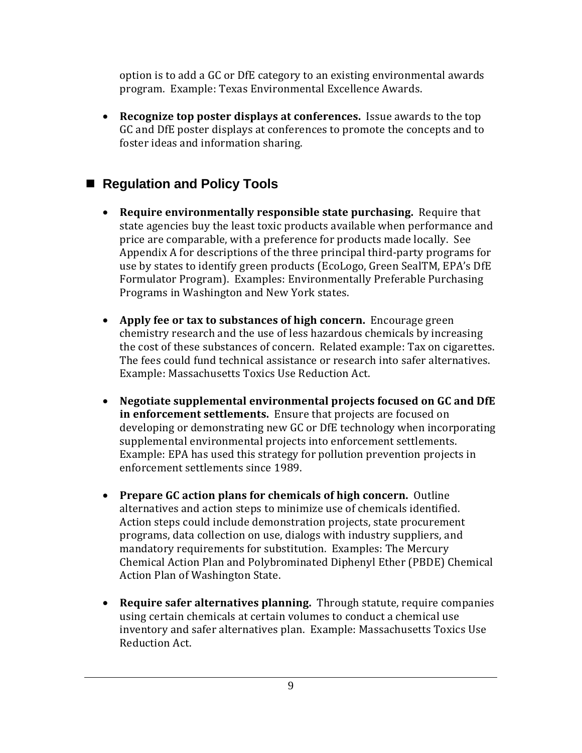option is to add a GC or DfE category to an existing environmental awards program. Example: Texas Environmental Excellence Awards.

- **Recognize top poster displays at conferences.** Issue awards to the top GC and DfE poster displays at conferences to promote the concepts and to foster ideas and information sharing.

## Regulation and Policy Tools

- **Require environmentally responsible state purchasing.** Require that state agencies buy the least toxic products available when performance and price are comparable, with a preference for products made locally. See Appendix A for descriptions of the three principal third-party programs for use by states to identify green products (EcoLogo, Green SealTM, EPA's DfE Formulator Program). Examples: Environmentally Preferable Purchasing Programs in Washington and New York states.

- **Apply fee or tax to substances of high concern.** Encourage green chemistry research and the use of less hazardous chemicals by increasing the cost of these substances of concern. Related example: Tax on cigarettes. The fees could fund technical assistance or research into safer alternatives. Example: Massachusetts Toxics Use Reduction Act.

- **Negotiate supplemental environmental projects focused on GC and DfE in enforcement settlements.** Ensure that projects are focused on developing or demonstrating new GC or DfE technology when incorporating supplemental environmental projects into enforcement settlements. Example: EPA has used this strategy for pollution prevention projects in enforcement settlements since 1989.

- **Prepare GC action plans for chemicals of high concern.** Outline alternatives and action steps to minimize use of chemicals identified. Action steps could include demonstration projects, state procurement programs, data collection on use, dialogs with industry suppliers, and mandatory requirements for substitution. Examples: The Mercury Chemical Action Plan and Polybrominated Diphenyl Ether (PBDE) Chemical Action Plan of Washington State.

- **Require safer alternatives planning.** Through statute, require companies using certain chemicals at certain volumes to conduct a chemical use inventory and safer alternatives plan. Example: Massachusetts Toxics Use Reduction Act.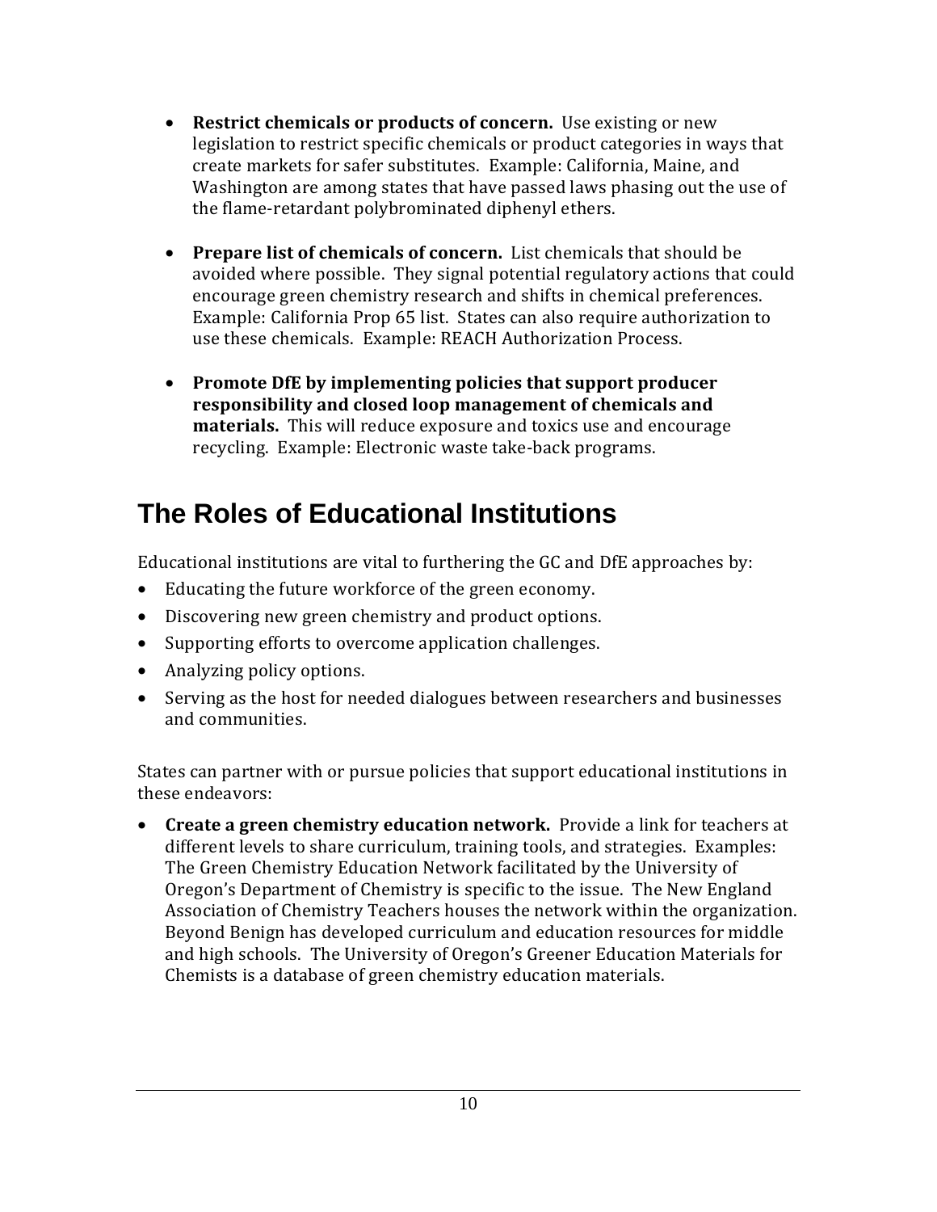- **Restrict chemicals or products of concern.** Use existing or new legislation to restrict specific chemicals or product categories in ways that create markets for safer substitutes. Example: California, Maine, and Washington are among states that have passed laws phasing out the use of the flame-retardant polybrominated diphenyl ethers.

- **Prepare list of chemicals of concern.** List chemicals that should be avoided where possible. They signal potential regulatory actions that could encourage green chemistry research and shifts in chemical preferences. Example: California Prop 65 list. States can also require authorization to use these chemicals. Example: REACH Authorization Process.

- **Promote DfE by implementing policies that support producer responsibility and closed loop management of chemicals and materials.** This will reduce exposure and toxics use and encourage recycling. Example: Electronic waste take-back programs.

## The Roles of Educational Institutions

Educational institutions are vital to furthering the GC and DfE approaches by:

- Educating the future workforce of the green economy.
- Discovering new green chemistry and product options.
- Supporting efforts to overcome application challenges.
- Analyzing policy options.
- Serving as the host for needed dialogues between researchers and businesses and communities.

States can partner with or pursue policies that support educational institutions in these endeavors:

- **Create a green chemistry education network.** Provide a link for teachers at different levels to share curriculum, training tools, and strategies. Examples: The Green Chemistry Education Network facilitated by the University of Oregon's Department of Chemistry is specific to the issue. The New England Association of Chemistry Teachers houses the network within the organization. Beyond Benign has developed curriculum and education resources for middle and high schools. The University of Oregon's Greener Education Materials for Chemists is a database of green chemistry education materials.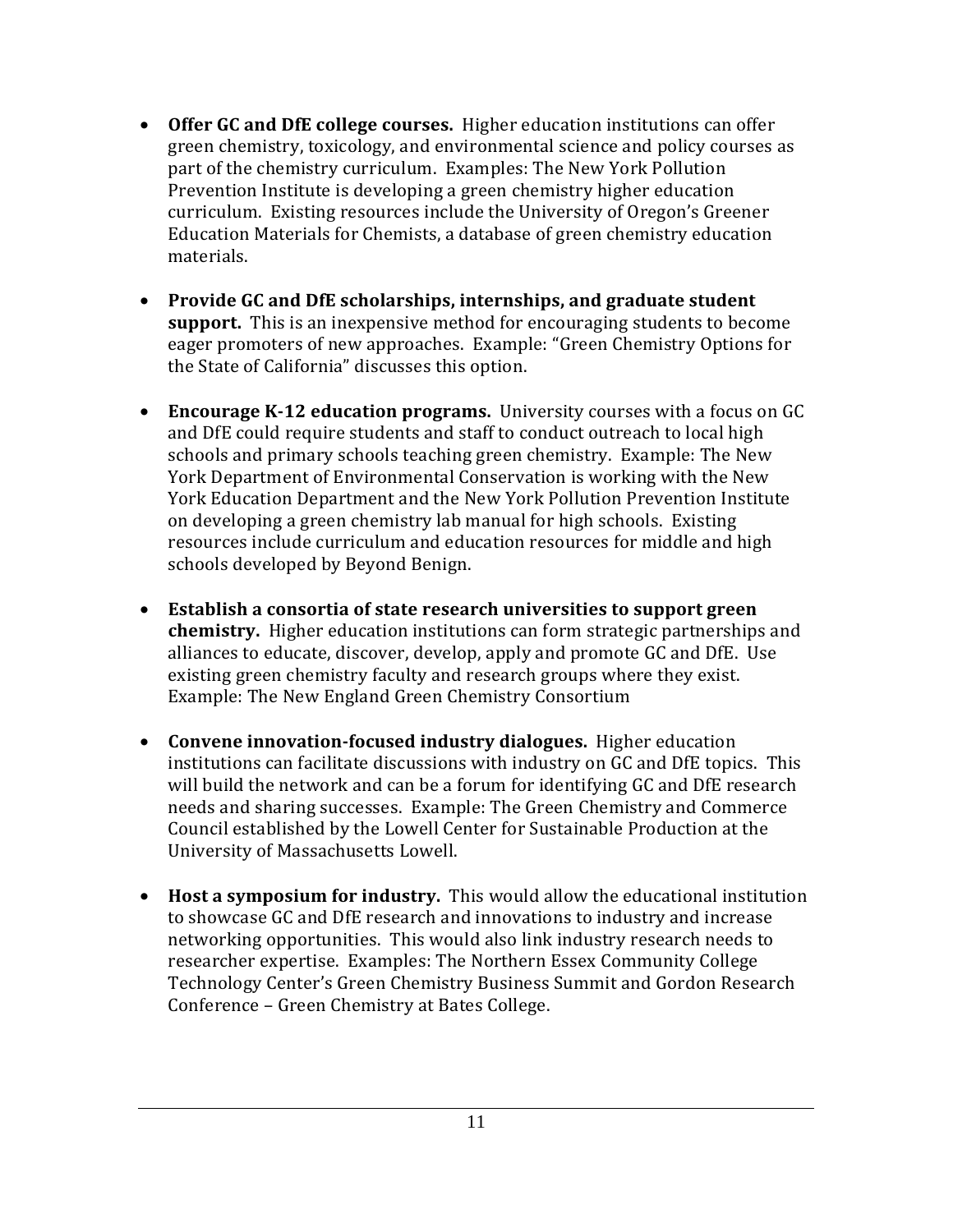- **Offer GC and DfE college courses.** Higher education institutions can offer green chemistry, toxicology, and environmental science and policy courses as part of the chemistry curriculum. Examples: The New York Pollution Prevention Institute is developing a green chemistry higher education curriculum. Existing resources include the University of Oregon's Greener Education Materials for Chemists, a database of green chemistry education materials.

- **Provide GC and DfE scholarships, internships, and graduate student support.** This is an inexpensive method for encouraging students to become eager promoters of new approaches. Example: "Green Chemistry Options for the State of California" discusses this option.

- **Encourage K-12 education programs.** University courses with a focus on GC and DfE could require students and staff to conduct outreach to local high schools and primary schools teaching green chemistry. Example: The New York Department of Environmental Conservation is working with the New York Education Department and the New York Pollution Prevention Institute on developing a green chemistry lab manual for high schools. Existing resources include curriculum and education resources for middle and high schools developed by Beyond Benign.

- **Establish a consortia of state research universities to support green chemistry.** Higher education institutions can form strategic partnerships and alliances to educate, discover, develop, apply and promote GC and DfE. Use existing green chemistry faculty and research groups where they exist. Example: The New England Green Chemistry Consortium

- **Convene innovation-focused industry dialogues.** Higher education institutions can facilitate discussions with industry on GC and DfE topics. This will build the network and can be a forum for identifying GC and DfE research needs and sharing successes. Example: The Green Chemistry and Commerce Council established by the Lowell Center for Sustainable Production at the University of Massachusetts Lowell.

- **Host a symposium for industry.** This would allow the educational institution to showcase GC and DfE research and innovations to industry and increase networking opportunities. This would also link industry research needs to researcher expertise. Examples: The Northern Essex Community College Technology Center's Green Chemistry Business Summit and Gordon Research Conference – Green Chemistry at Bates College.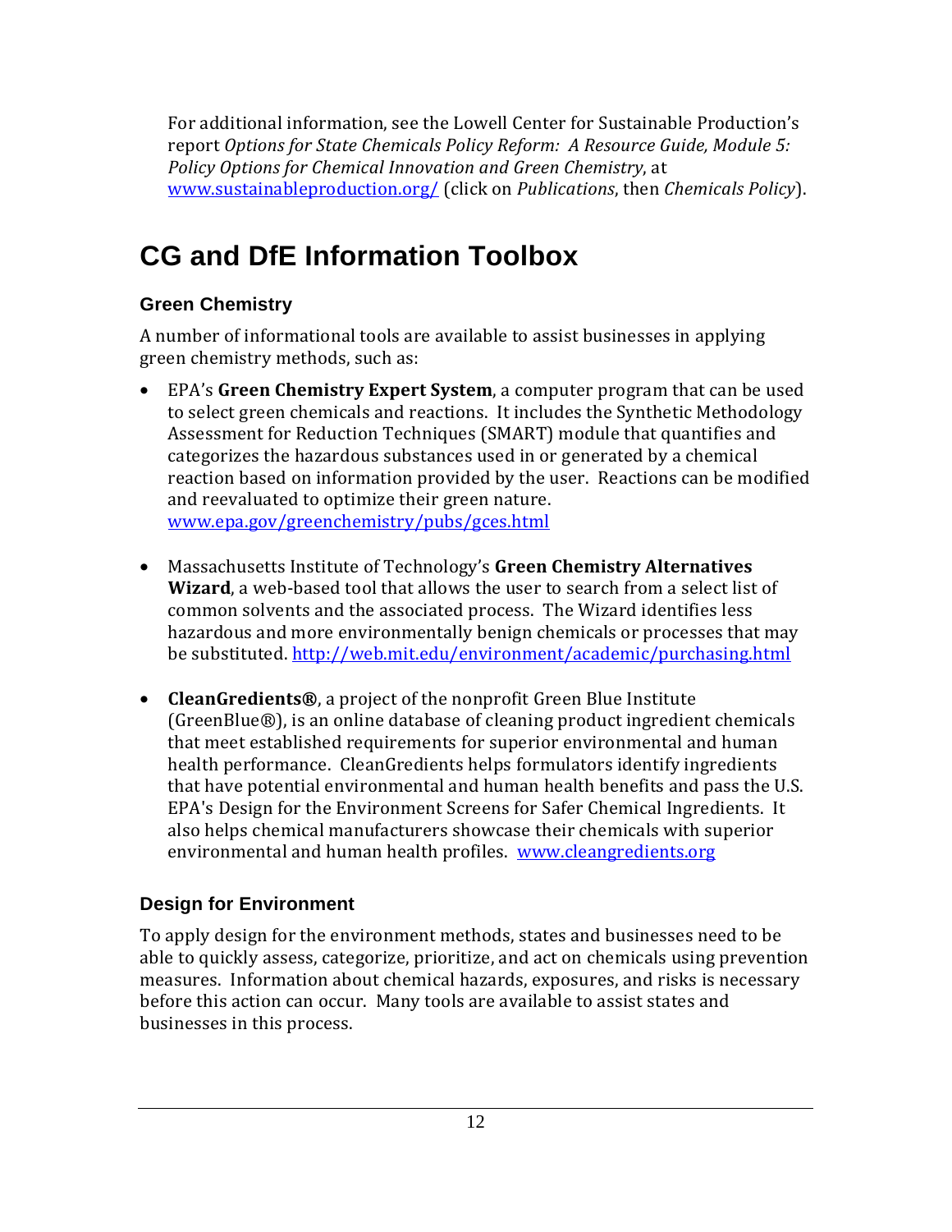For additional information, see the Lowell Center for Sustainable Production's report *Options for State Chemicals Policy Reform: A Resource Guide, Module 5: Policy Options for Chemical Innovation and Green Chemistry*, at www.sustainableproduction.org/ (click on *Publications*, then *Chemicals Policy*).

# CG and DfE Information Toolbox

## Green Chemistry

A number of informational tools are available to assist businesses in applying green chemistry methods, such as:

- EPA's **Green Chemistry Expert System**, a computer program that can be used to select green chemicals and reactions. It includes the Synthetic Methodology Assessment for Reduction Techniques (SMART) module that quantifies and categorizes the hazardous substances used in or generated by a chemical reaction based on information provided by the user. Reactions can be modified and reevaluated to optimize their green nature. www.epa.gov/greenchemistry/pubs/gces.html

- Massachusetts Institute of Technology's **Green Chemistry Alternatives Wizard**, a web-based tool that allows the user to search from a select list of common solvents and the associated process. The Wizard identifies less hazardous and more environmentally benign chemicals or processes that may be substituted. http://web.mit.edu/environment/academic/purchasing.html

- **CleanGredients®**, a project of the nonprofit Green Blue Institute (GreenBlue®), is an online database of cleaning product ingredient chemicals that meet established requirements for superior environmental and human health performance. CleanGredients helps formulators identify ingredients that have potential environmental and human health benefits and pass the U.S. EPA's Design for the Environment Screens for Safer Chemical Ingredients. It also helps chemical manufacturers showcase their chemicals with superior environmental and human health profiles. www.cleangredients.org

## Design for Environment

To apply design for the environment methods, states and businesses need to be able to quickly assess, categorize, prioritize, and act on chemicals using prevention measures. Information about chemical hazards, exposures, and risks is necessary before this action can occur. Many tools are available to assist states and businesses in this process.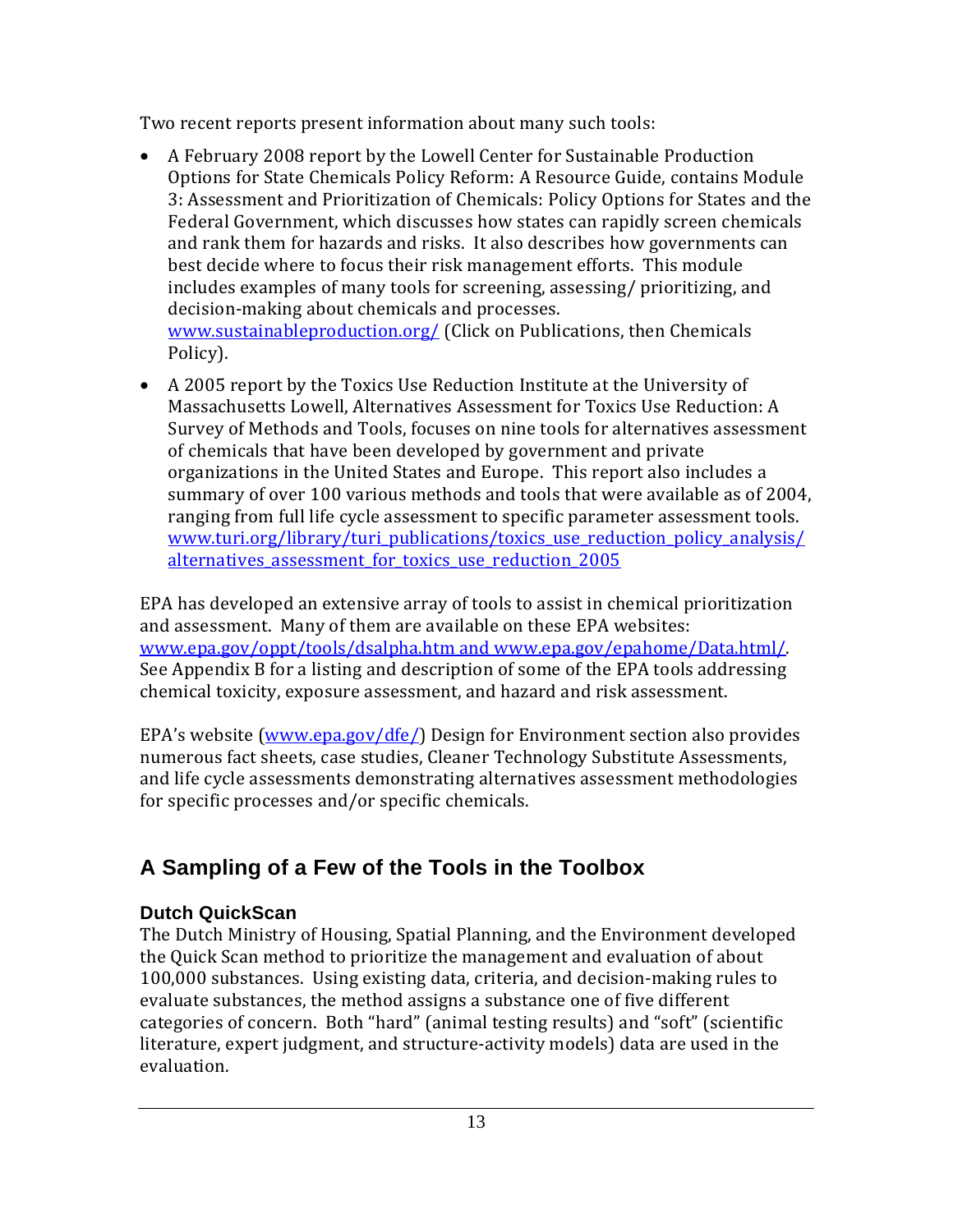Two recent reports present information about many such tools:

- A February 2008 report by the Lowell Center for Sustainable Production Options for State Chemicals Policy Reform: A Resource Guide, contains Module 3: Assessment and Prioritization of Chemicals: Policy Options for States and the Federal Government, which discusses how states can rapidly screen chemicals and rank them for hazards and risks. It also describes how governments can best decide where to focus their risk management efforts. This module includes examples of many tools for screening, assessing/ prioritizing, and decision-making about chemicals and processes. [www.sustainableproduction.org/](www.sustainableproduction.org/) (Click on Publications, then Chemicals Policy).

- A 2005 report by the Toxics Use Reduction Institute at the University of Massachusetts Lowell, Alternatives Assessment for Toxics Use Reduction: A Survey of Methods and Tools, focuses on nine tools for alternatives assessment of chemicals that have been developed by government and private organizations in the United States and Europe. This report also includes a summary of over 100 various methods and tools that were available as of 2004, ranging from full life cycle assessment to specific parameter assessment tools. [www.turi.org/library/turi_publications/toxics_use_reduction_policy_analysis/alternatives_assessment_for_toxics_use_reduction_2005](www.turi.org/library/turi_publications/toxics_use_reduction_policy_analysis/alternatives_assessment_for_toxics_use_reduction_2005)

EPA has developed an extensive array of tools to assist in chemical prioritization and assessment. Many of them are available on these EPA websites: [www.epa.gov/oppt/tools/dsalpha.htm and www.epa.gov/epahome/Data.html/](www.epa.gov/oppt/tools/dsalpha.htm). See Appendix B for a listing and description of some of the EPA tools addressing chemical toxicity, exposure assessment, and hazard and risk assessment.

EPA's website ([www.epa.gov/dfe/](www.epa.gov/dfe/)) Design for Environment section also provides numerous fact sheets, case studies, Cleaner Technology Substitute Assessments, and life cycle assessments demonstrating alternatives assessment methodologies for specific processes and/or specific chemicals.

## A Sampling of a Few of the Tools in the Toolbox

### Dutch QuickScan

The Dutch Ministry of Housing, Spatial Planning, and the Environment developed the Quick Scan method to prioritize the management and evaluation of about 100,000 substances. Using existing data, criteria, and decision-making rules to evaluate substances, the method assigns a substance one of five different categories of concern. Both "hard" (animal testing results) and "soft" (scientific literature, expert judgment, and structure-activity models) data are used in the evaluation.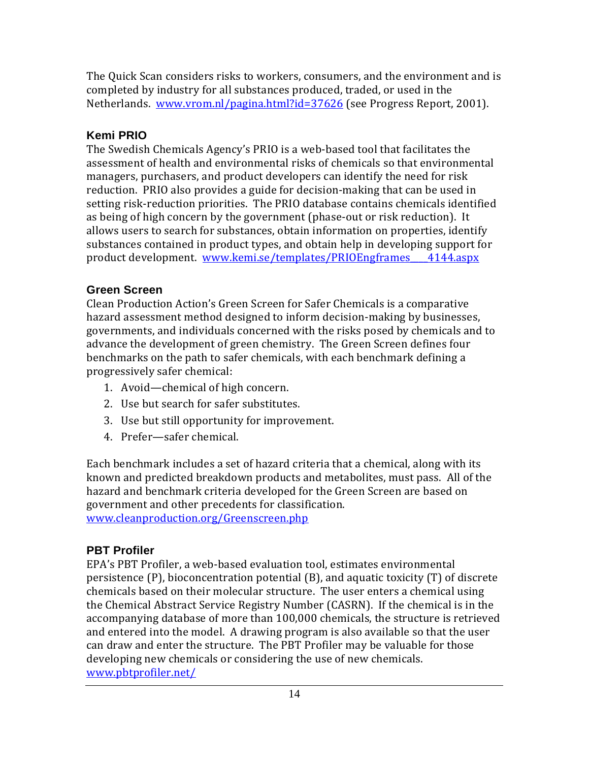The Quick Scan considers risks to workers, consumers, and the environment and is completed by industry for all substances produced, traded, or used in the Netherlands. www.vrom.nl/pagina.html?id=37626 (see Progress Report, 2001).

### Kemi PRIO

The Swedish Chemicals Agency's PRIO is a web-based tool that facilitates the assessment of health and environmental risks of chemicals so that environmental managers, purchasers, and product developers can identify the need for risk reduction. PRIO also provides a guide for decision-making that can be used in setting risk-reduction priorities. The PRIO database contains chemicals identified as being of high concern by the government (phase-out or risk reduction). It allows users to search for substances, obtain information on properties, identify substances contained in product types, and obtain help in developing support for product development. www.kemi.se/templates/PRIOEngframes____4144.aspx

### Green Screen

Clean Production Action's Green Screen for Safer Chemicals is a comparative hazard assessment method designed to inform decision-making by businesses, governments, and individuals concerned with the risks posed by chemicals and to advance the development of green chemistry. The Green Screen defines four benchmarks on the path to safer chemicals, with each benchmark defining a progressively safer chemical:

1. Avoid—chemical of high concern.
2. Use but search for safer substitutes.
3. Use but still opportunity for improvement.
4. Prefer—safer chemical.

Each benchmark includes a set of hazard criteria that a chemical, along with its known and predicted breakdown products and metabolites, must pass. All of the hazard and benchmark criteria developed for the Green Screen are based on government and other precedents for classification. www.cleanproduction.org/Greenscreen.php

### PBT Profiler

EPA's PBT Profiler, a web-based evaluation tool, estimates environmental persistence (P), bioconcentration potential (B), and aquatic toxicity (T) of discrete chemicals based on their molecular structure. The user enters a chemical using the Chemical Abstract Service Registry Number (CASRN). If the chemical is in the accompanying database of more than 100,000 chemicals, the structure is retrieved and entered into the model. A drawing program is also available so that the user can draw and enter the structure. The PBT Profiler may be valuable for those developing new chemicals or considering the use of new chemicals. www.pbtprofiler.net/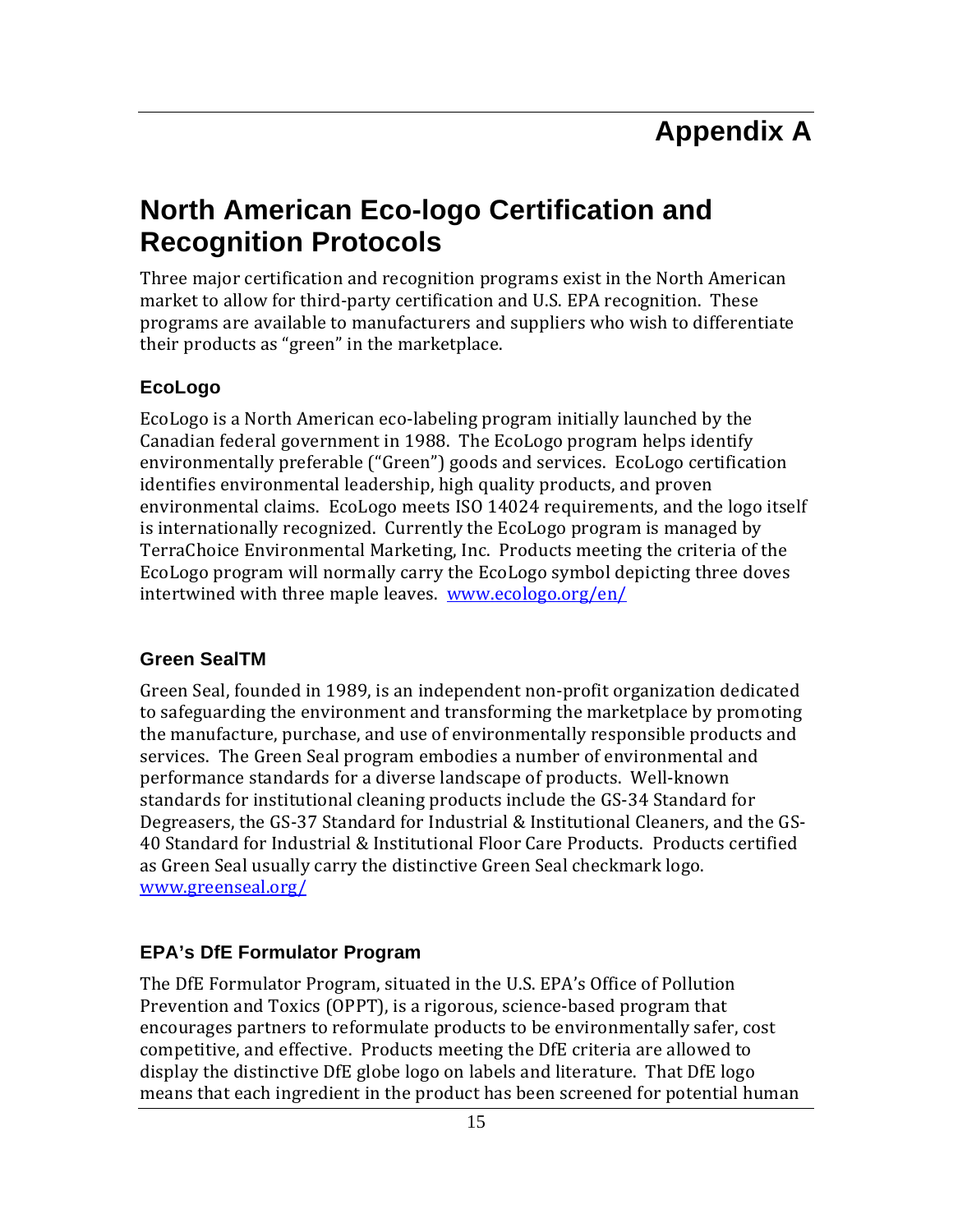# Appendix A

## North American Eco-logo Certification and Recognition Protocols

Three major certification and recognition programs exist in the North American market to allow for third-party certification and U.S. EPA recognition. These programs are available to manufacturers and suppliers who wish to differentiate their products as "green" in the marketplace.

### EcoLogo

EcoLogo is a North American eco-labeling program initially launched by the Canadian federal government in 1988. The EcoLogo program helps identify environmentally preferable ("Green") goods and services. EcoLogo certification identifies environmental leadership, high quality products, and proven environmental claims. EcoLogo meets ISO 14024 requirements, and the logo itself is internationally recognized. Currently the EcoLogo program is managed by TerraChoice Environmental Marketing, Inc. Products meeting the criteria of the EcoLogo program will normally carry the EcoLogo symbol depicting three doves intertwined with three maple leaves. [www.ecologo.org/en/](www.ecologo.org/en/)

### Green SealTM

Green Seal, founded in 1989, is an independent non-profit organization dedicated to safeguarding the environment and transforming the marketplace by promoting the manufacture, purchase, and use of environmentally responsible products and services. The Green Seal program embodies a number of environmental and performance standards for a diverse landscape of products. Well-known standards for institutional cleaning products include the GS-34 Standard for Degreasers, the GS-37 Standard for Industrial & Institutional Cleaners, and the GS-40 Standard for Industrial & Institutional Floor Care Products. Products certified as Green Seal usually carry the distinctive Green Seal checkmark logo. [www.greenseal.org/](www.greenseal.org/)

### EPA's DfE Formulator Program

The DfE Formulator Program, situated in the U.S. EPA's Office of Pollution Prevention and Toxics (OPPT), is a rigorous, science-based program that encourages partners to reformulate products to be environmentally safer, cost competitive, and effective. Products meeting the DfE criteria are allowed to display the distinctive DfE globe logo on labels and literature. That DfE logo means that each ingredient in the product has been screened for potential human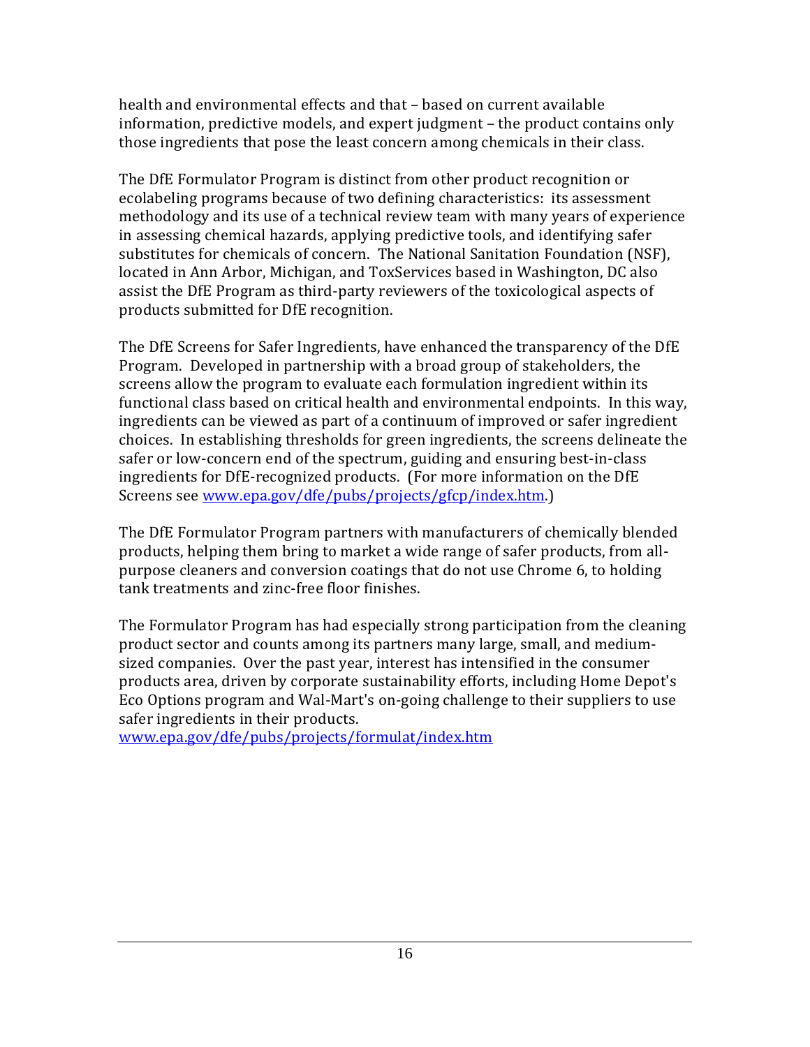health and environmental effects and that – based on current available information, predictive models, and expert judgment – the product contains only those ingredients that pose the least concern among chemicals in their class.

The DfE Formulator Program is distinct from other product recognition or ecolabeling programs because of two defining characteristics: its assessment methodology and its use of a technical review team with many years of experience in assessing chemical hazards, applying predictive tools, and identifying safer substitutes for chemicals of concern. The National Sanitation Foundation (NSF), located in Ann Arbor, Michigan, and ToxServices based in Washington, DC also assist the DfE Program as third-party reviewers of the toxicological aspects of products submitted for DfE recognition.

The DfE Screens for Safer Ingredients, have enhanced the transparency of the DfE Program. Developed in partnership with a broad group of stakeholders, the screens allow the program to evaluate each formulation ingredient within its functional class based on critical health and environmental endpoints. In this way, ingredients can be viewed as part of a continuum of improved or safer ingredient choices. In establishing thresholds for green ingredients, the screens delineate the safer or low-concern end of the spectrum, guiding and ensuring best-in-class ingredients for DfE-recognized products. (For more information on the DfE Screens see www.epa.gov/dfe/pubs/projects/gfcp/index.htm.)

The DfE Formulator Program partners with manufacturers of chemically blended products, helping them bring to market a wide range of safer products, from all-purpose cleaners and conversion coatings that do not use Chrome 6, to holding tank treatments and zinc-free floor finishes.

The Formulator Program has had especially strong participation from the cleaning product sector and counts among its partners many large, small, and medium-sized companies. Over the past year, interest has intensified in the consumer products area, driven by corporate sustainability efforts, including Home Depot's Eco Options program and Wal-Mart's on-going challenge to their suppliers to use safer ingredients in their products.
www.epa.gov/dfe/pubs/projects/formulat/index.htm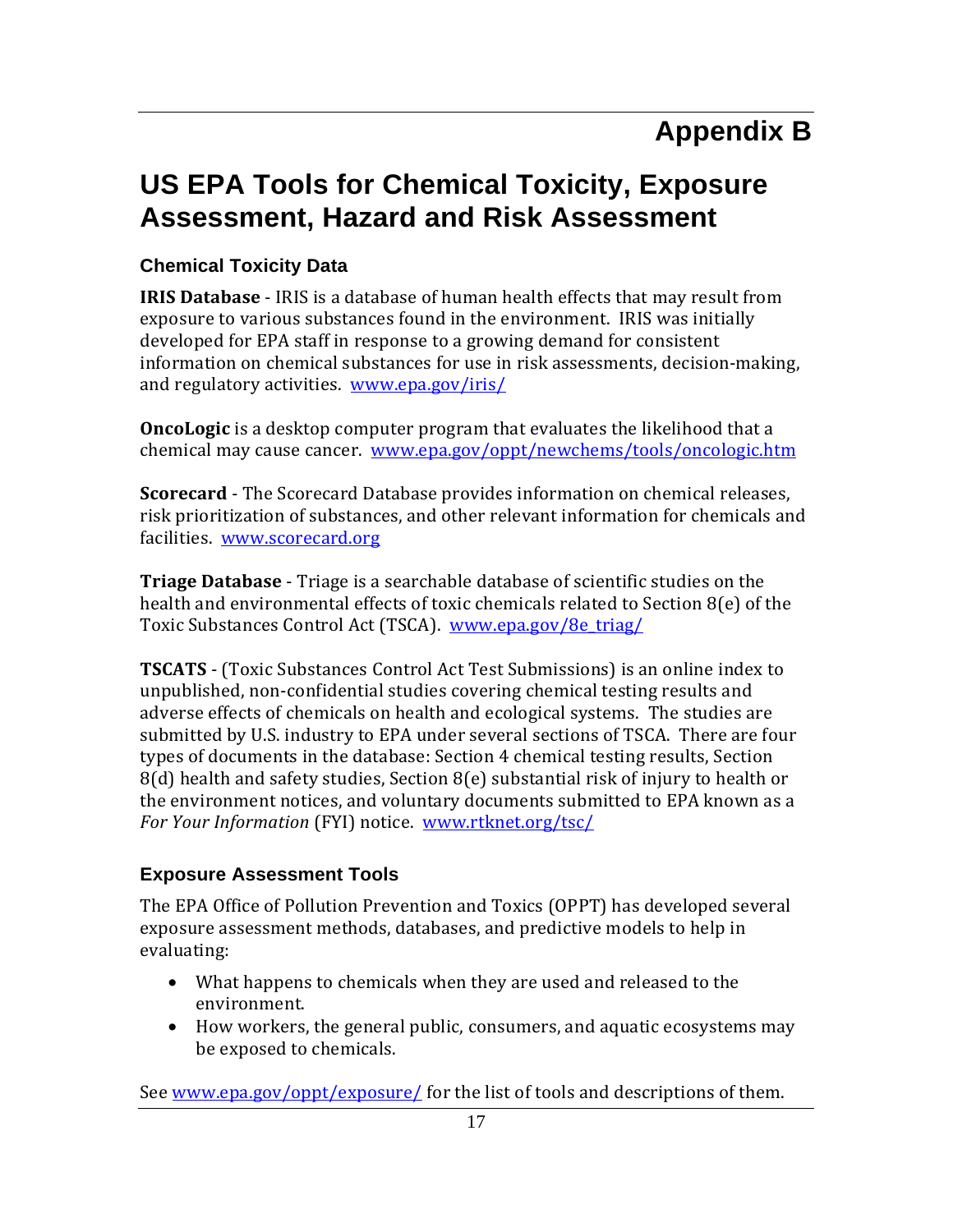# Appendix B

# US EPA Tools for Chemical Toxicity, Exposure Assessment, Hazard and Risk Assessment

### Chemical Toxicity Data

**IRIS Database** - IRIS is a database of human health effects that may result from exposure to various substances found in the environment. IRIS was initially developed for EPA staff in response to a growing demand for consistent information on chemical substances for use in risk assessments, decision-making, and regulatory activities. www.epa.gov/iris/

**OncoLogic** is a desktop computer program that evaluates the likelihood that a chemical may cause cancer. www.epa.gov/oppt/newchems/tools/oncologic.htm

**Scorecard** - The Scorecard Database provides information on chemical releases, risk prioritization of substances, and other relevant information for chemicals and facilities. www.scorecard.org

**Triage Database** - Triage is a searchable database of scientific studies on the health and environmental effects of toxic chemicals related to Section 8(e) of the Toxic Substances Control Act (TSCA). www.epa.gov/8e_triag/

**TSCATS** - (Toxic Substances Control Act Test Submissions) is an online index to unpublished, non-confidential studies covering chemical testing results and adverse effects of chemicals on health and ecological systems. The studies are submitted by U.S. industry to EPA under several sections of TSCA. There are four types of documents in the database: Section 4 chemical testing results, Section 8(d) health and safety studies, Section 8(e) substantial risk of injury to health or the environment notices, and voluntary documents submitted to EPA known as a *For Your Information* (FYI) notice. www.rtknet.org/tsc/

### Exposure Assessment Tools

The EPA Office of Pollution Prevention and Toxics (OPPT) has developed several exposure assessment methods, databases, and predictive models to help in evaluating:

- What happens to chemicals when they are used and released to the environment.
- How workers, the general public, consumers, and aquatic ecosystems may be exposed to chemicals.

See www.epa.gov/oppt/exposure/ for the list of tools and descriptions of them.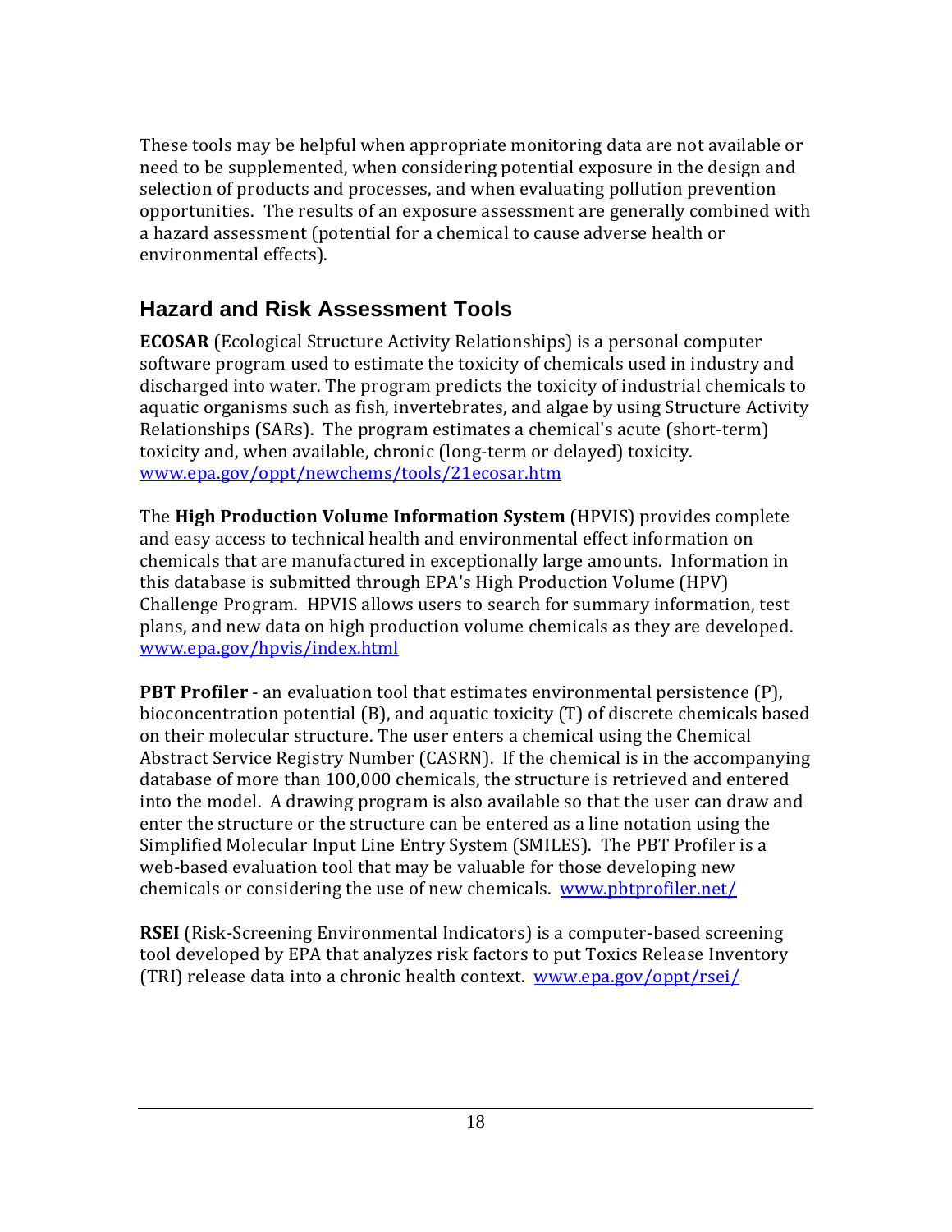These tools may be helpful when appropriate monitoring data are not available or need to be supplemented, when considering potential exposure in the design and selection of products and processes, and when evaluating pollution prevention opportunities. The results of an exposure assessment are generally combined with a hazard assessment (potential for a chemical to cause adverse health or environmental effects).

## Hazard and Risk Assessment Tools

**ECOSAR** (Ecological Structure Activity Relationships) is a personal computer software program used to estimate the toxicity of chemicals used in industry and discharged into water. The program predicts the toxicity of industrial chemicals to aquatic organisms such as fish, invertebrates, and algae by using Structure Activity Relationships (SARs). The program estimates a chemical's acute (short-term) toxicity and, when available, chronic (long-term or delayed) toxicity. www.epa.gov/oppt/newchems/tools/21ecosar.htm

The **High Production Volume Information System** (HPVIS) provides complete and easy access to technical health and environmental effect information on chemicals that are manufactured in exceptionally large amounts. Information in this database is submitted through EPA's High Production Volume (HPV) Challenge Program. HPVIS allows users to search for summary information, test plans, and new data on high production volume chemicals as they are developed. www.epa.gov/hpvis/index.html

**PBT Profiler** - an evaluation tool that estimates environmental persistence (P), bioconcentration potential (B), and aquatic toxicity (T) of discrete chemicals based on their molecular structure. The user enters a chemical using the Chemical Abstract Service Registry Number (CASRN). If the chemical is in the accompanying database of more than 100,000 chemicals, the structure is retrieved and entered into the model. A drawing program is also available so that the user can draw and enter the structure or the structure can be entered as a line notation using the Simplified Molecular Input Line Entry System (SMILES). The PBT Profiler is a web-based evaluation tool that may be valuable for those developing new chemicals or considering the use of new chemicals. www.pbtprofiler.net/

**RSEI** (Risk-Screening Environmental Indicators) is a computer-based screening tool developed by EPA that analyzes risk factors to put Toxics Release Inventory (TRI) release data into a chronic health context. www.epa.gov/oppt/rsei/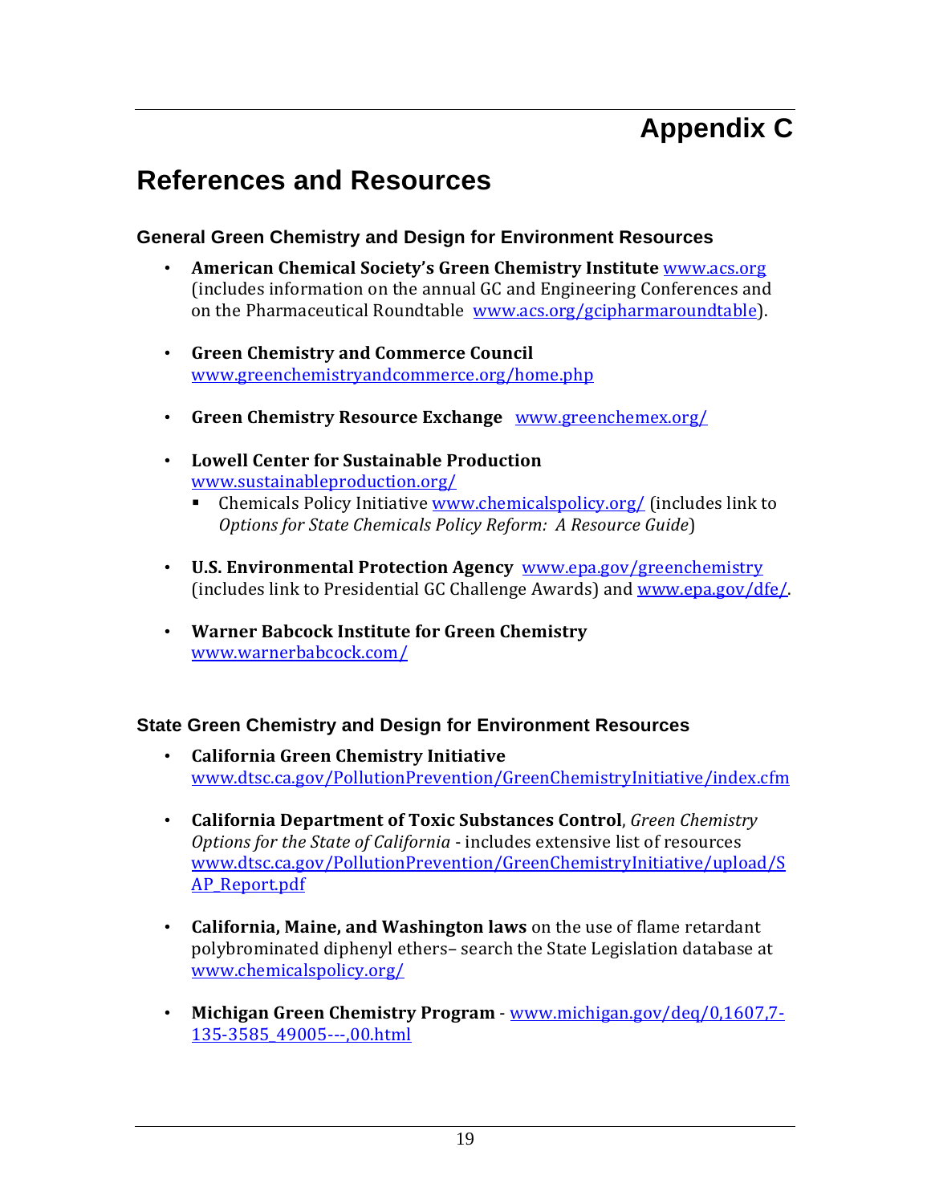# Appendix C

## References and Resources

### General Green Chemistry and Design for Environment Resources

- **American Chemical Society's Green Chemistry Institute** www.acs.org (includes information on the annual GC and Engineering Conferences and on the Pharmaceutical Roundtable www.acs.org/gcipharmaroundtable).

- **Green Chemistry and Commerce Council** www.greenchemistryandcommerce.org/home.php

- **Green Chemistry Resource Exchange** www.greenchemex.org/

- **Lowell Center for Sustainable Production** www.sustainableproduction.org/
  - Chemicals Policy Initiative www.chemicalspolicy.org/ (includes link to *Options for State Chemicals Policy Reform: A Resource Guide*)

- **U.S. Environmental Protection Agency** www.epa.gov/greenchemistry (includes link to Presidential GC Challenge Awards) and www.epa.gov/dfe/.

- **Warner Babcock Institute for Green Chemistry** www.warnerbabcock.com/

### State Green Chemistry and Design for Environment Resources

- **California Green Chemistry Initiative** www.dtsc.ca.gov/PollutionPrevention/GreenChemistryInitiative/index.cfm

- **California Department of Toxic Substances Control**, *Green Chemistry Options for the State of California* - includes extensive list of resources www.dtsc.ca.gov/PollutionPrevention/GreenChemistryInitiative/upload/SAP_Report.pdf

- **California, Maine, and Washington laws** on the use of flame retardant polybrominated diphenyl ethers– search the State Legislation database at www.chemicalspolicy.org/

- **Michigan Green Chemistry Program** - www.michigan.gov/deq/0,1607,7-135-3585_49005---,00.html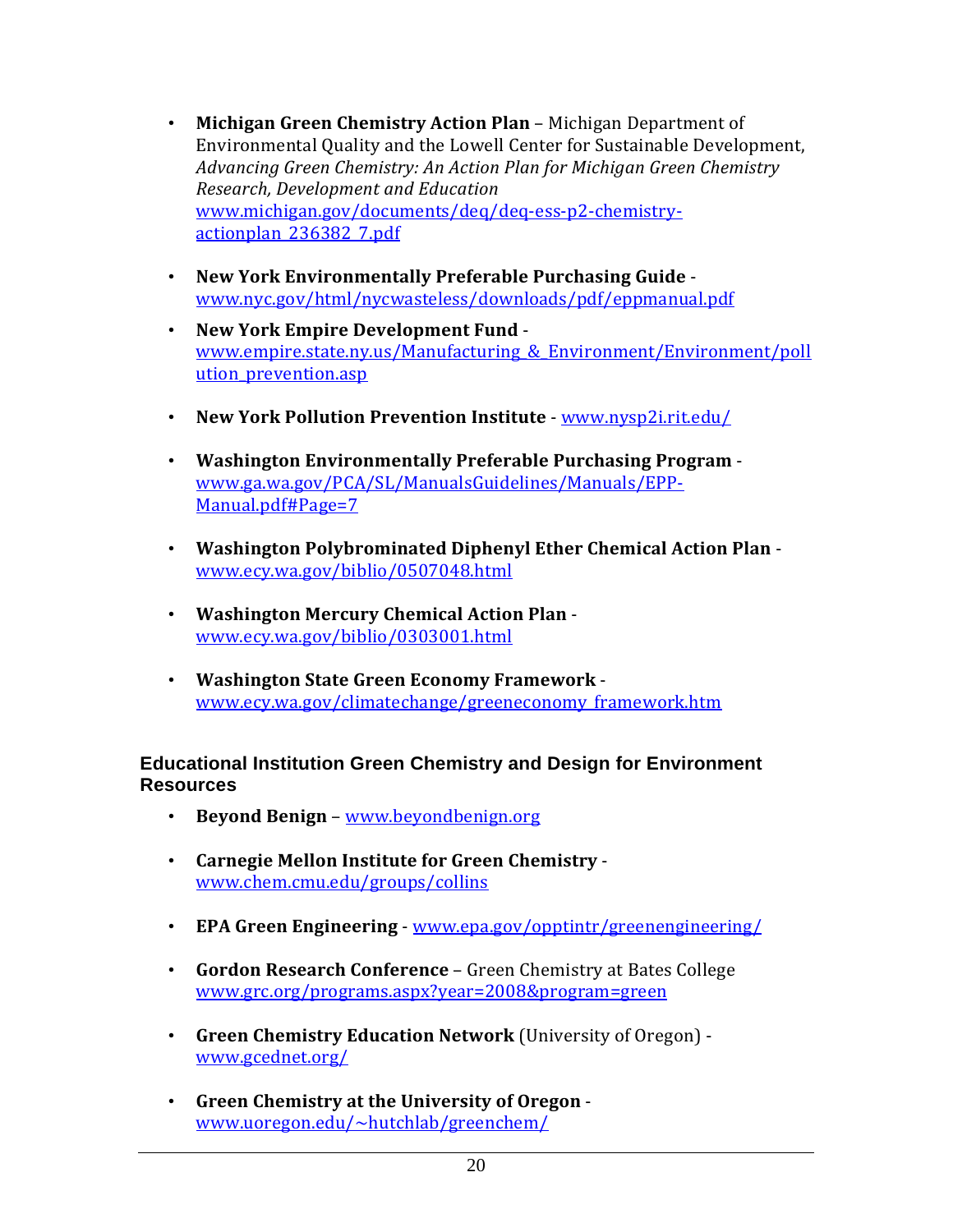- **Michigan Green Chemistry Action Plan** – Michigan Department of Environmental Quality and the Lowell Center for Sustainable Development, *Advancing Green Chemistry: An Action Plan for Michigan Green Chemistry Research, Development and Education* www.michigan.gov/documents/deq/deq-ess-p2-chemistry-actionplan_236382_7.pdf

- **New York Environmentally Preferable Purchasing Guide** - www.nyc.gov/html/nycwasteless/downloads/pdf/eppmanual.pdf

- **New York Empire Development Fund** - www.empire.state.ny.us/Manufacturing_&_Environment/Environment/pollution_prevention.asp

- **New York Pollution Prevention Institute** - www.nysp2i.rit.edu/

- **Washington Environmentally Preferable Purchasing Program** - www.ga.wa.gov/PCA/SL/ManualsGuidelines/Manuals/EPP-Manual.pdf#Page=7

- **Washington Polybrominated Diphenyl Ether Chemical Action Plan** - www.ecy.wa.gov/biblio/0507048.html

- **Washington Mercury Chemical Action Plan** - www.ecy.wa.gov/biblio/0303001.html

- **Washington State Green Economy Framework** - www.ecy.wa.gov/climatechange/greeneconomy_framework.htm

## Educational Institution Green Chemistry and Design for Environment Resources

- **Beyond Benign** – www.beyondbenign.org

- **Carnegie Mellon Institute for Green Chemistry** - www.chem.cmu.edu/groups/collins

- **EPA Green Engineering** - www.epa.gov/opptintr/greenengineering/

- **Gordon Research Conference** – Green Chemistry at Bates College www.grc.org/programs.aspx?year=2008&program=green

- **Green Chemistry Education Network** (University of Oregon) - www.gcednet.org/

- **Green Chemistry at the University of Oregon** - www.uoregon.edu/~hutchlab/greenchem/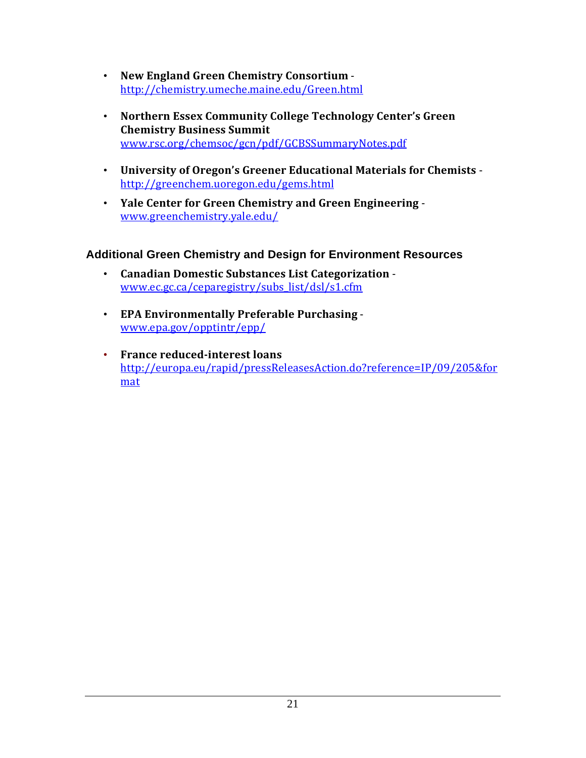- **New England Green Chemistry Consortium** - http://chemistry.umeche.maine.edu/Green.html

- **Northern Essex Community College Technology Center's Green Chemistry Business Summit** www.rsc.org/chemsoc/gcn/pdf/GCBSSummaryNotes.pdf

- **University of Oregon's Greener Educational Materials for Chemists** - http://greenchem.uoregon.edu/gems.html

- **Yale Center for Green Chemistry and Green Engineering** - www.greenchemistry.yale.edu/

## Additional Green Chemistry and Design for Environment Resources

- **Canadian Domestic Substances List Categorization** - www.ec.gc.ca/ceparegistry/subs_list/dsl/s1.cfm

- **EPA Environmentally Preferable Purchasing** - www.epa.gov/opptintr/epp/

- **France reduced-interest loans** http://europa.eu/rapid/pressReleasesAction.do?reference=IP/09/205&format